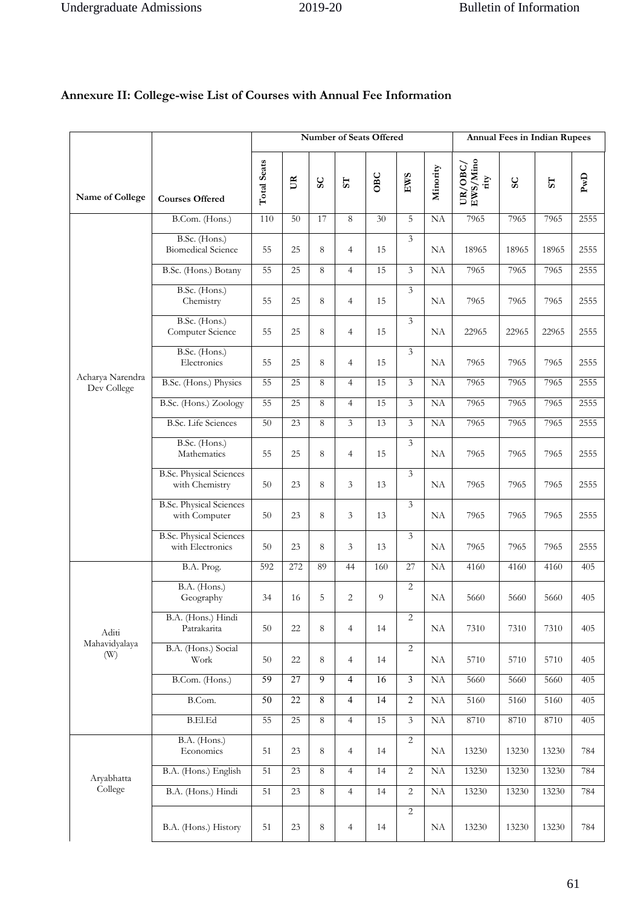## Annexure II: College-wise List of Courses with Annual Fee Information

| Name of College | Courses Offered | Number of Seats Offered | | | | | | | Annual Fees in Indian Rupees | | | |
|---|---|---|---|---|---|---|---|---|---|---|---|---|
| | | Total Seats | UR | SC | ST | OBC | EWS | Minority | UR/OBC/ EWS/Minority | SC | ST | PwD |
| Acharya Narendra Dev College | B.Com. (Hons.) | 110 | 50 | 17 | 8 | 30 | 5 | NA | 7965 | 7965 | 7965 | 2555 |
| | B.Sc. (Hons.) Biomedical Science | 55 | 25 | 8 | 4 | 15 | 3 | NA | 18965 | 18965 | 18965 | 2555 |
| | B.Sc. (Hons.) Botany | 55 | 25 | 8 | 4 | 15 | 3 | NA | 7965 | 7965 | 7965 | 2555 |
| | B.Sc. (Hons.) Chemistry | 55 | 25 | 8 | 4 | 15 | 3 | NA | 7965 | 7965 | 7965 | 2555 |
| | B.Sc. (Hons.) Computer Science | 55 | 25 | 8 | 4 | 15 | 3 | NA | 22965 | 22965 | 22965 | 2555 |
| | B.Sc. (Hons.) Electronics | 55 | 25 | 8 | 4 | 15 | 3 | NA | 7965 | 7965 | 7965 | 2555 |
| | B.Sc. (Hons.) Physics | 55 | 25 | 8 | 4 | 15 | 3 | NA | 7965 | 7965 | 7965 | 2555 |
| | B.Sc. (Hons.) Zoology | 55 | 25 | 8 | 4 | 15 | 3 | NA | 7965 | 7965 | 7965 | 2555 |
| | B.Sc. Life Sciences | 50 | 23 | 8 | 3 | 13 | 3 | NA | 7965 | 7965 | 7965 | 2555 |
| | B.Sc. (Hons.) Mathematics | 55 | 25 | 8 | 4 | 15 | 3 | NA | 7965 | 7965 | 7965 | 2555 |
| | B.Sc. Physical Sciences with Chemistry | 50 | 23 | 8 | 3 | 13 | 3 | NA | 7965 | 7965 | 7965 | 2555 |
| | B.Sc. Physical Sciences with Computer | 50 | 23 | 8 | 3 | 13 | 3 | NA | 7965 | 7965 | 7965 | 2555 |
| | B.Sc. Physical Sciences with Electronics | 50 | 23 | 8 | 3 | 13 | 3 | NA | 7965 | 7965 | 7965 | 2555 |
| Aditi Mahavidyalaya (W) | B.A. Prog. | 592 | 272 | 89 | 44 | 160 | 27 | NA | 4160 | 4160 | 4160 | 405 |
| | B.A. (Hons.) Geography | 34 | 16 | 5 | 2 | 9 | 2 | NA | 5660 | 5660 | 5660 | 405 |
| | B.A. (Hons.) Hindi Patrakarita | 50 | 22 | 8 | 4 | 14 | 2 | NA | 7310 | 7310 | 7310 | 405 |
| | B.A. (Hons.) Social Work | 50 | 22 | 8 | 4 | 14 | 2 | NA | 5710 | 5710 | 5710 | 405 |
| | B.Com. (Hons.) | 59 | 27 | 9 | 4 | 16 | 3 | NA | 5660 | 5660 | 5660 | 405 |
| | B.Com. | 50 | 22 | 8 | 4 | 14 | 2 | NA | 5160 | 5160 | 5160 | 405 |
| | B.El.Ed | 55 | 25 | 8 | 4 | 15 | 3 | NA | 8710 | 8710 | 8710 | 405 |
| Aryabhatta College | B.A. (Hons.) Economics | 51 | 23 | 8 | 4 | 14 | 2 | NA | 13230 | 13230 | 13230 | 784 |
| | B.A. (Hons.) English | 51 | 23 | 8 | 4 | 14 | 2 | NA | 13230 | 13230 | 13230 | 784 |
| | B.A. (Hons.) Hindi | 51 | 23 | 8 | 4 | 14 | 2 | NA | 13230 | 13230 | 13230 | 784 |
| | B.A. (Hons.) History | 51 | 23 | 8 | 4 | 14 | 2 | NA | 13230 | 13230 | 13230 | 784 |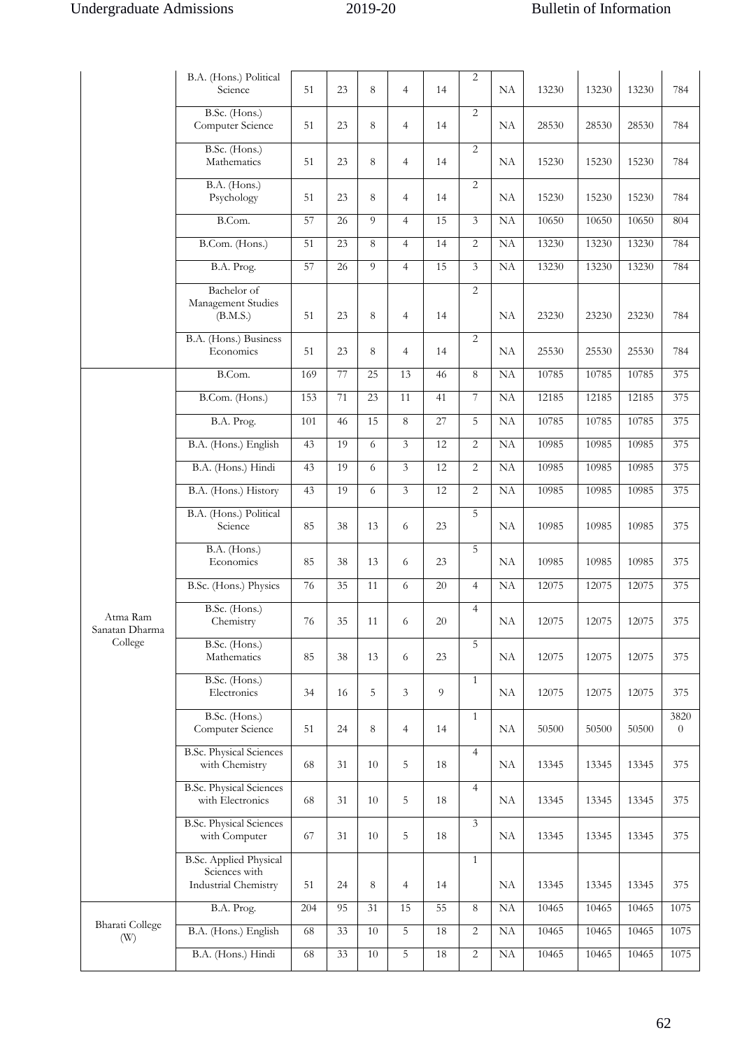| | B.A. (Hons.) Political Science | 51 | 23 | 8 | 4 | 14 | 2 | NA | 13230 | 13230 | 13230 | 784 |
|---|---|---|---|---|---|---|---|---|---|---|---|---|
| | B.Sc. (Hons.) Computer Science | 51 | 23 | 8 | 4 | 14 | 2 | NA | 28530 | 28530 | 28530 | 784 |
| | B.Sc. (Hons.) Mathematics | 51 | 23 | 8 | 4 | 14 | 2 | NA | 15230 | 15230 | 15230 | 784 |
| | B.A. (Hons.) Psychology | 51 | 23 | 8 | 4 | 14 | 2 | NA | 15230 | 15230 | 15230 | 784 |
| | B.Com. | 57 | 26 | 9 | 4 | 15 | 3 | NA | 10650 | 10650 | 10650 | 804 |
| | B.Com. (Hons.) | 51 | 23 | 8 | 4 | 14 | 2 | NA | 13230 | 13230 | 13230 | 784 |
| | B.A. Prog. | 57 | 26 | 9 | 4 | 15 | 3 | NA | 13230 | 13230 | 13230 | 784 |
| | Bachelor of Management Studies (B.M.S.) | 51 | 23 | 8 | 4 | 14 | 2 | NA | 23230 | 23230 | 23230 | 784 |
| | B.A. (Hons.) Business Economics | 51 | 23 | 8 | 4 | 14 | 2 | NA | 25530 | 25530 | 25530 | 784 |
| Atma Ram Sanatan Dharma College | B.Com. | 169 | 77 | 25 | 13 | 46 | 8 | NA | 10785 | 10785 | 10785 | 375 |
| | B.Com. (Hons.) | 153 | 71 | 23 | 11 | 41 | 7 | NA | 12185 | 12185 | 12185 | 375 |
| | B.A. Prog. | 101 | 46 | 15 | 8 | 27 | 5 | NA | 10785 | 10785 | 10785 | 375 |
| | B.A. (Hons.) English | 43 | 19 | 6 | 3 | 12 | 2 | NA | 10985 | 10985 | 10985 | 375 |
| | B.A. (Hons.) Hindi | 43 | 19 | 6 | 3 | 12 | 2 | NA | 10985 | 10985 | 10985 | 375 |
| | B.A. (Hons.) History | 43 | 19 | 6 | 3 | 12 | 2 | NA | 10985 | 10985 | 10985 | 375 |
| | B.A. (Hons.) Political Science | 85 | 38 | 13 | 6 | 23 | 5 | NA | 10985 | 10985 | 10985 | 375 |
| | B.A. (Hons.) Economics | 85 | 38 | 13 | 6 | 23 | 5 | NA | 10985 | 10985 | 10985 | 375 |
| | B.Sc. (Hons.) Physics | 76 | 35 | 11 | 6 | 20 | 4 | NA | 12075 | 12075 | 12075 | 375 |
| | B.Sc. (Hons.) Chemistry | 76 | 35 | 11 | 6 | 20 | 4 | NA | 12075 | 12075 | 12075 | 375 |
| | B.Sc. (Hons.) Mathematics | 85 | 38 | 13 | 6 | 23 | 5 | NA | 12075 | 12075 | 12075 | 375 |
| | B.Sc. (Hons.) Electronics | 34 | 16 | 5 | 3 | 9 | 1 | NA | 12075 | 12075 | 12075 | 375 |
| | B.Sc. (Hons.) Computer Science | 51 | 24 | 8 | 4 | 14 | 1 | NA | 50500 | 50500 | 50500 | 38200 |
| | B.Sc. Physical Sciences with Chemistry | 68 | 31 | 10 | 5 | 18 | 4 | NA | 13345 | 13345 | 13345 | 375 |
| | B.Sc. Physical Sciences with Electronics | 68 | 31 | 10 | 5 | 18 | 4 | NA | 13345 | 13345 | 13345 | 375 |
| | B.Sc. Physical Sciences with Computer | 67 | 31 | 10 | 5 | 18 | 3 | NA | 13345 | 13345 | 13345 | 375 |
| | B.Sc. Applied Physical Sciences with Industrial Chemistry | 51 | 24 | 8 | 4 | 14 | 1 | NA | 13345 | 13345 | 13345 | 375 |
| Bharati College (W) | B.A. Prog. | 204 | 95 | 31 | 15 | 55 | 8 | NA | 10465 | 10465 | 10465 | 1075 |
| | B.A. (Hons.) English | 68 | 33 | 10 | 5 | 18 | 2 | NA | 10465 | 10465 | 10465 | 1075 |
| | B.A. (Hons.) Hindi | 68 | 33 | 10 | 5 | 18 | 2 | NA | 10465 | 10465 | 10465 | 1075 |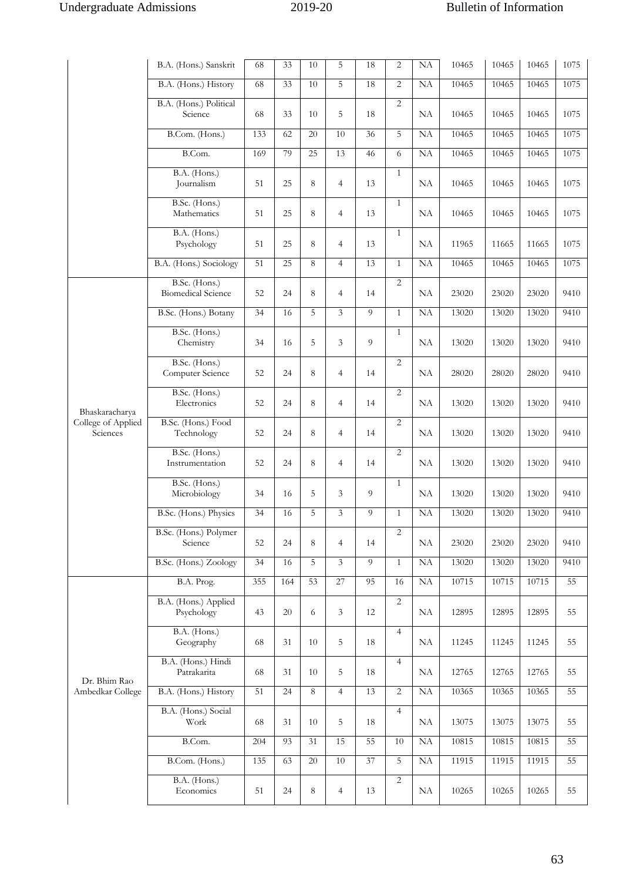|  |  |  |  |  |  |  |  |  |  |  |  |  |
|---|---|---|---|---|---|---|---|---|---|---|---|---|
|  | B.A. (Hons.) Sanskrit | 68 | 33 | 10 | 5 | 18 | 2 | NA | 10465 | 10465 | 10465 | 1075 |
|  | B.A. (Hons.) History | 68 | 33 | 10 | 5 | 18 | 2 | NA | 10465 | 10465 | 10465 | 1075 |
|  | B.A. (Hons.) Political Science | 68 | 33 | 10 | 5 | 18 | 2 | NA | 10465 | 10465 | 10465 | 1075 |
|  | B.Com. (Hons.) | 133 | 62 | 20 | 10 | 36 | 5 | NA | 10465 | 10465 | 10465 | 1075 |
|  | B.Com. | 169 | 79 | 25 | 13 | 46 | 6 | NA | 10465 | 10465 | 10465 | 1075 |
|  | B.A. (Hons.) Journalism | 51 | 25 | 8 | 4 | 13 | 1 | NA | 10465 | 10465 | 10465 | 1075 |
|  | B.Sc. (Hons.) Mathematics | 51 | 25 | 8 | 4 | 13 | 1 | NA | 10465 | 10465 | 10465 | 1075 |
|  | B.A. (Hons.) Psychology | 51 | 25 | 8 | 4 | 13 | 1 | NA | 11965 | 11665 | 11665 | 1075 |
|  | B.A. (Hons.) Sociology | 51 | 25 | 8 | 4 | 13 | 1 | NA | 10465 | 10465 | 10465 | 1075 |
| Bhaskaracharya College of Applied Sciences | B.Sc. (Hons.) Biomedical Science | 52 | 24 | 8 | 4 | 14 | 2 | NA | 23020 | 23020 | 23020 | 9410 |
|  | B.Sc. (Hons.) Botany | 34 | 16 | 5 | 3 | 9 | 1 | NA | 13020 | 13020 | 13020 | 9410 |
|  | B.Sc. (Hons.) Chemistry | 34 | 16 | 5 | 3 | 9 | 1 | NA | 13020 | 13020 | 13020 | 9410 |
|  | B.Sc. (Hons.) Computer Science | 52 | 24 | 8 | 4 | 14 | 2 | NA | 28020 | 28020 | 28020 | 9410 |
|  | B.Sc. (Hons.) Electronics | 52 | 24 | 8 | 4 | 14 | 2 | NA | 13020 | 13020 | 13020 | 9410 |
|  | B.Sc. (Hons.) Food Technology | 52 | 24 | 8 | 4 | 14 | 2 | NA | 13020 | 13020 | 13020 | 9410 |
|  | B.Sc. (Hons.) Instrumentation | 52 | 24 | 8 | 4 | 14 | 2 | NA | 13020 | 13020 | 13020 | 9410 |
|  | B.Sc. (Hons.) Microbiology | 34 | 16 | 5 | 3 | 9 | 1 | NA | 13020 | 13020 | 13020 | 9410 |
|  | B.Sc. (Hons.) Physics | 34 | 16 | 5 | 3 | 9 | 1 | NA | 13020 | 13020 | 13020 | 9410 |
|  | B.Sc. (Hons.) Polymer Science | 52 | 24 | 8 | 4 | 14 | 2 | NA | 23020 | 23020 | 23020 | 9410 |
|  | B.Sc. (Hons.) Zoology | 34 | 16 | 5 | 3 | 9 | 1 | NA | 13020 | 13020 | 13020 | 9410 |
| Dr. Bhim Rao Ambedkar College | B.A. Prog. | 355 | 164 | 53 | 27 | 95 | 16 | NA | 10715 | 10715 | 10715 | 55 |
|  | B.A. (Hons.) Applied Psychology | 43 | 20 | 6 | 3 | 12 | 2 | NA | 12895 | 12895 | 12895 | 55 |
|  | B.A. (Hons.) Geography | 68 | 31 | 10 | 5 | 18 | 4 | NA | 11245 | 11245 | 11245 | 55 |
|  | B.A. (Hons.) Hindi Patrakarita | 68 | 31 | 10 | 5 | 18 | 4 | NA | 12765 | 12765 | 12765 | 55 |
|  | B.A. (Hons.) History | 51 | 24 | 8 | 4 | 13 | 2 | NA | 10365 | 10365 | 10365 | 55 |
|  | B.A. (Hons.) Social Work | 68 | 31 | 10 | 5 | 18 | 4 | NA | 13075 | 13075 | 13075 | 55 |
|  | B.Com. | 204 | 93 | 31 | 15 | 55 | 10 | NA | 10815 | 10815 | 10815 | 55 |
|  | B.Com. (Hons.) | 135 | 63 | 20 | 10 | 37 | 5 | NA | 11915 | 11915 | 11915 | 55 |
|  | B.A. (Hons.) Economics | 51 | 24 | 8 | 4 | 13 | 2 | NA | 10265 | 10265 | 10265 | 55 |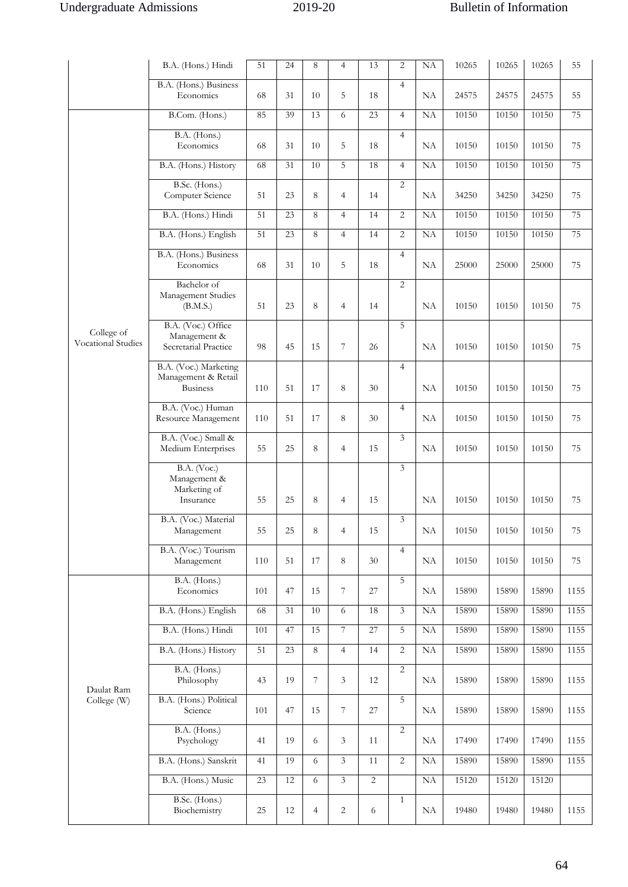| | B.A. (Hons.) Hindi | 51 | 24 | 8 | 4 | 13 | 2 | NA | 10265 | 10265 | 10265 | 55 |
|---|---|---|---|---|---|---|---|---|---|---|---|---|
| | B.A. (Hons.) Business Economics | 68 | 31 | 10 | 5 | 18 | 4 | NA | 24575 | 24575 | 24575 | 55 |
| College of Vocational Studies | B.Com. (Hons.) | 85 | 39 | 13 | 6 | 23 | 4 | NA | 10150 | 10150 | 10150 | 75 |
| | B.A. (Hons.) Economics | 68 | 31 | 10 | 5 | 18 | 4 | NA | 10150 | 10150 | 10150 | 75 |
| | B.A. (Hons.) History | 68 | 31 | 10 | 5 | 18 | 4 | NA | 10150 | 10150 | 10150 | 75 |
| | B.Sc. (Hons.) Computer Science | 51 | 23 | 8 | 4 | 14 | 2 | NA | 34250 | 34250 | 34250 | 75 |
| | B.A. (Hons.) Hindi | 51 | 23 | 8 | 4 | 14 | 2 | NA | 10150 | 10150 | 10150 | 75 |
| | B.A. (Hons.) English | 51 | 23 | 8 | 4 | 14 | 2 | NA | 10150 | 10150 | 10150 | 75 |
| | B.A. (Hons.) Business Economics | 68 | 31 | 10 | 5 | 18 | 4 | NA | 25000 | 25000 | 25000 | 75 |
| | Bachelor of Management Studies (B.M.S.) | 51 | 23 | 8 | 4 | 14 | 2 | NA | 10150 | 10150 | 10150 | 75 |
| | B.A. (Voc.) Office Management & Secretarial Practice | 98 | 45 | 15 | 7 | 26 | 5 | NA | 10150 | 10150 | 10150 | 75 |
| | B.A. (Voc.) Marketing Management & Retail Business | 110 | 51 | 17 | 8 | 30 | 4 | NA | 10150 | 10150 | 10150 | 75 |
| | B.A. (Voc.) Human Resource Management | 110 | 51 | 17 | 8 | 30 | 4 | NA | 10150 | 10150 | 10150 | 75 |
| | B.A. (Voc.) Small & Medium Enterprises | 55 | 25 | 8 | 4 | 15 | 3 | NA | 10150 | 10150 | 10150 | 75 |
| | B.A. (Voc.) Management & Marketing of Insurance | 55 | 25 | 8 | 4 | 15 | 3 | NA | 10150 | 10150 | 10150 | 75 |
| | B.A. (Voc.) Material Management | 55 | 25 | 8 | 4 | 15 | 3 | NA | 10150 | 10150 | 10150 | 75 |
| | B.A. (Voc.) Tourism Management | 110 | 51 | 17 | 8 | 30 | 4 | NA | 10150 | 10150 | 10150 | 75 |
| Daulat Ram College (W) | B.A. (Hons.) Economics | 101 | 47 | 15 | 7 | 27 | 5 | NA | 15890 | 15890 | 15890 | 1155 |
| | B.A. (Hons.) English | 68 | 31 | 10 | 6 | 18 | 3 | NA | 15890 | 15890 | 15890 | 1155 |
| | B.A. (Hons.) Hindi | 101 | 47 | 15 | 7 | 27 | 5 | NA | 15890 | 15890 | 15890 | 1155 |
| | B.A. (Hons.) History | 51 | 23 | 8 | 4 | 14 | 2 | NA | 15890 | 15890 | 15890 | 1155 |
| | B.A. (Hons.) Philosophy | 43 | 19 | 7 | 3 | 12 | 2 | NA | 15890 | 15890 | 15890 | 1155 |
| | B.A. (Hons.) Political Science | 101 | 47 | 15 | 7 | 27 | 5 | NA | 15890 | 15890 | 15890 | 1155 |
| | B.A. (Hons.) Psychology | 41 | 19 | 6 | 3 | 11 | 2 | NA | 17490 | 17490 | 17490 | 1155 |
| | B.A. (Hons.) Sanskrit | 41 | 19 | 6 | 3 | 11 | 2 | NA | 15890 | 15890 | 15890 | 1155 |
| | B.A. (Hons.) Music | 23 | 12 | 6 | 3 | 2 | | NA | 15120 | 15120 | 15120 | |
| | B.Sc. (Hons.) Biochemistry | 25 | 12 | 4 | 2 | 6 | 1 | NA | 19480 | 19480 | 19480 | 1155 |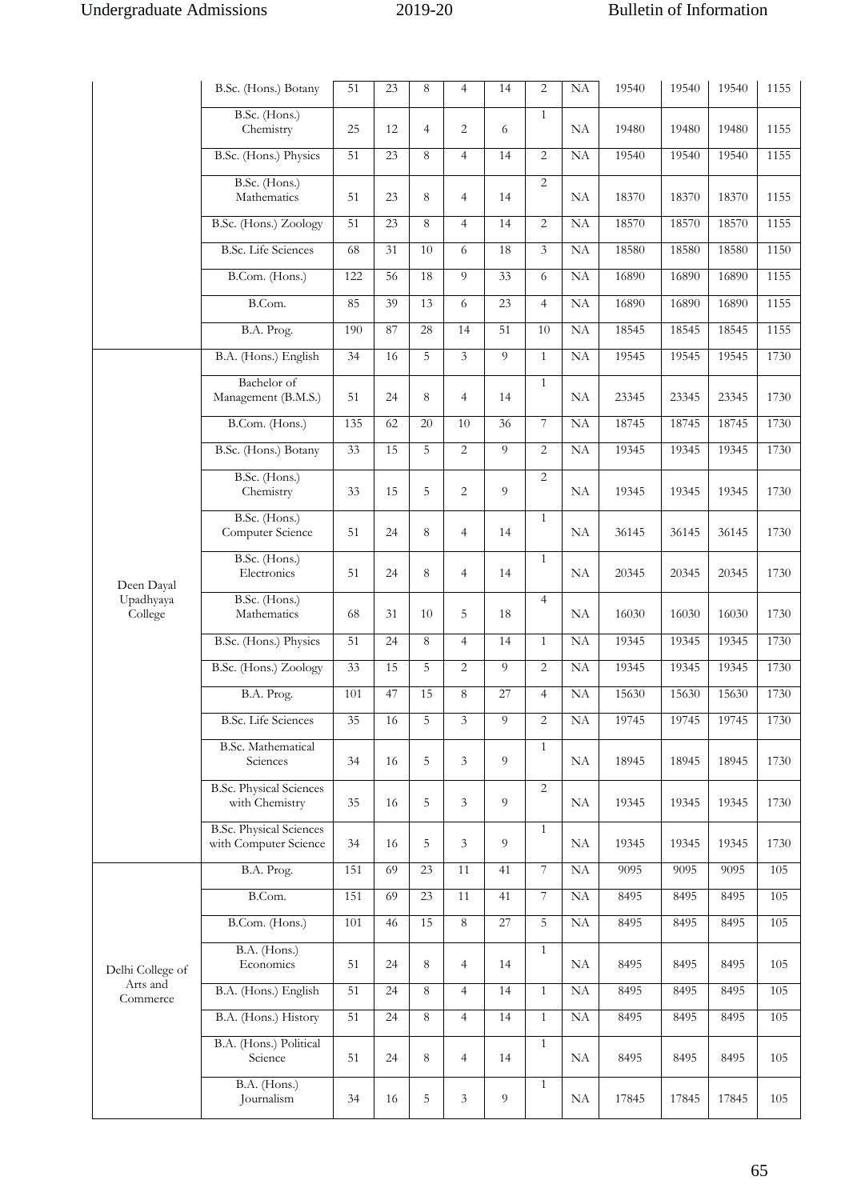| | B.Sc. (Hons.) Botany | 51 | 23 | 8 | 4 | 14 | 2 | NA | 19540 | 19540 | 19540 | 1155 |
|---|---|---|---|---|---|---|---|---|---|---|---|---|
| | B.Sc. (Hons.) Chemistry | 25 | 12 | 4 | 2 | 6 | 1 | NA | 19480 | 19480 | 19480 | 1155 |
| | B.Sc. (Hons.) Physics | 51 | 23 | 8 | 4 | 14 | 2 | NA | 19540 | 19540 | 19540 | 1155 |
| | B.Sc. (Hons.) Mathematics | 51 | 23 | 8 | 4 | 14 | 2 | NA | 18370 | 18370 | 18370 | 1155 |
| | B.Sc. (Hons.) Zoology | 51 | 23 | 8 | 4 | 14 | 2 | NA | 18570 | 18570 | 18570 | 1155 |
| | B.Sc. Life Sciences | 68 | 31 | 10 | 6 | 18 | 3 | NA | 18580 | 18580 | 18580 | 1150 |
| | B.Com. (Hons.) | 122 | 56 | 18 | 9 | 33 | 6 | NA | 16890 | 16890 | 16890 | 1155 |
| | B.Com. | 85 | 39 | 13 | 6 | 23 | 4 | NA | 16890 | 16890 | 16890 | 1155 |
| | B.A. Prog. | 190 | 87 | 28 | 14 | 51 | 10 | NA | 18545 | 18545 | 18545 | 1155 |
| Deen Dayal Upadhyaya College | B.A. (Hons.) English | 34 | 16 | 5 | 3 | 9 | 1 | NA | 19545 | 19545 | 19545 | 1730 |
| | Bachelor of Management (B.M.S.) | 51 | 24 | 8 | 4 | 14 | 1 | NA | 23345 | 23345 | 23345 | 1730 |
| | B.Com. (Hons.) | 135 | 62 | 20 | 10 | 36 | 7 | NA | 18745 | 18745 | 18745 | 1730 |
| | B.Sc. (Hons.) Botany | 33 | 15 | 5 | 2 | 9 | 2 | NA | 19345 | 19345 | 19345 | 1730 |
| | B.Sc. (Hons.) Chemistry | 33 | 15 | 5 | 2 | 9 | 2 | NA | 19345 | 19345 | 19345 | 1730 |
| | B.Sc. (Hons.) Computer Science | 51 | 24 | 8 | 4 | 14 | 1 | NA | 36145 | 36145 | 36145 | 1730 |
| | B.Sc. (Hons.) Electronics | 51 | 24 | 8 | 4 | 14 | 1 | NA | 20345 | 20345 | 20345 | 1730 |
| | B.Sc. (Hons.) Mathematics | 68 | 31 | 10 | 5 | 18 | 4 | NA | 16030 | 16030 | 16030 | 1730 |
| | B.Sc. (Hons.) Physics | 51 | 24 | 8 | 4 | 14 | 1 | NA | 19345 | 19345 | 19345 | 1730 |
| | B.Sc. (Hons.) Zoology | 33 | 15 | 5 | 2 | 9 | 2 | NA | 19345 | 19345 | 19345 | 1730 |
| | B.A. Prog. | 101 | 47 | 15 | 8 | 27 | 4 | NA | 15630 | 15630 | 15630 | 1730 |
| | B.Sc. Life Sciences | 35 | 16 | 5 | 3 | 9 | 2 | NA | 19745 | 19745 | 19745 | 1730 |
| | B.Sc. Mathematical Sciences | 34 | 16 | 5 | 3 | 9 | 1 | NA | 18945 | 18945 | 18945 | 1730 |
| | B.Sc. Physical Sciences with Chemistry | 35 | 16 | 5 | 3 | 9 | 2 | NA | 19345 | 19345 | 19345 | 1730 |
| | B.Sc. Physical Sciences with Computer Science | 34 | 16 | 5 | 3 | 9 | 1 | NA | 19345 | 19345 | 19345 | 1730 |
| Delhi College of Arts and Commerce | B.A. Prog. | 151 | 69 | 23 | 11 | 41 | 7 | NA | 9095 | 9095 | 9095 | 105 |
| | B.Com. | 151 | 69 | 23 | 11 | 41 | 7 | NA | 8495 | 8495 | 8495 | 105 |
| | B.Com. (Hons.) | 101 | 46 | 15 | 8 | 27 | 5 | NA | 8495 | 8495 | 8495 | 105 |
| | B.A. (Hons.) Economics | 51 | 24 | 8 | 4 | 14 | 1 | NA | 8495 | 8495 | 8495 | 105 |
| | B.A. (Hons.) English | 51 | 24 | 8 | 4 | 14 | 1 | NA | 8495 | 8495 | 8495 | 105 |
| | B.A. (Hons.) History | 51 | 24 | 8 | 4 | 14 | 1 | NA | 8495 | 8495 | 8495 | 105 |
| | B.A. (Hons.) Political Science | 51 | 24 | 8 | 4 | 14 | 1 | NA | 8495 | 8495 | 8495 | 105 |
| | B.A. (Hons.) Journalism | 34 | 16 | 5 | 3 | 9 | 1 | NA | 17845 | 17845 | 17845 | 105 |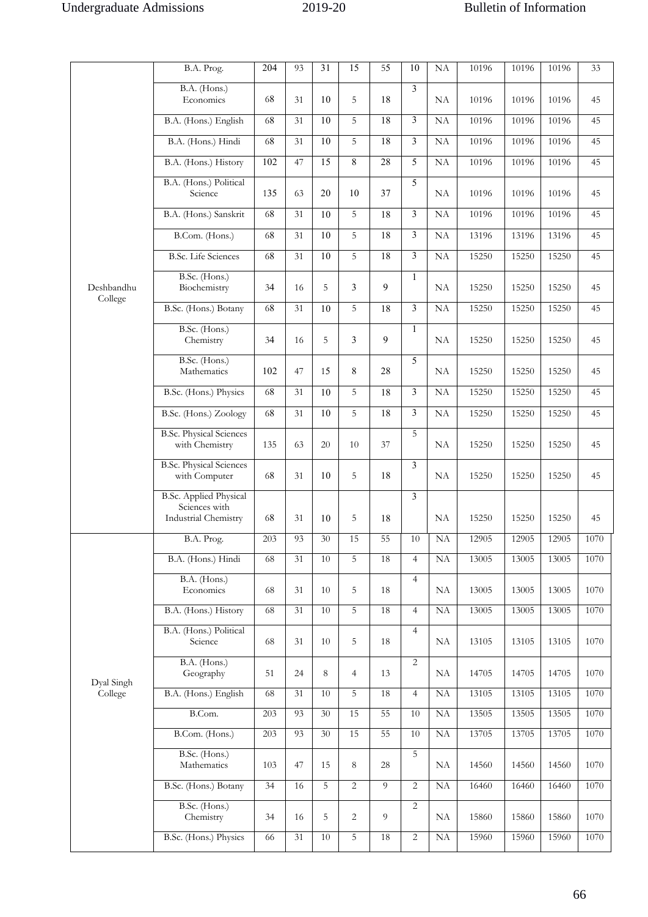| | | | | | | | | | | | | |
|---|---|---|---|---|---|---|---|---|---|---|---|---|
| Deshbandhu College | B.A. Prog. | 204 | 93 | 31 | 15 | 55 | 10 | NA | 10196 | 10196 | 10196 | 33 |
| | B.A. (Hons.) Economics | 68 | 31 | 10 | 5 | 18 | 3 | NA | 10196 | 10196 | 10196 | 45 |
| | B.A. (Hons.) English | 68 | 31 | 10 | 5 | 18 | 3 | NA | 10196 | 10196 | 10196 | 45 |
| | B.A. (Hons.) Hindi | 68 | 31 | 10 | 5 | 18 | 3 | NA | 10196 | 10196 | 10196 | 45 |
| | B.A. (Hons.) History | 102 | 47 | 15 | 8 | 28 | 5 | NA | 10196 | 10196 | 10196 | 45 |
| | B.A. (Hons.) Political Science | 135 | 63 | 20 | 10 | 37 | 5 | NA | 10196 | 10196 | 10196 | 45 |
| | B.A. (Hons.) Sanskrit | 68 | 31 | 10 | 5 | 18 | 3 | NA | 10196 | 10196 | 10196 | 45 |
| | B.Com. (Hons.) | 68 | 31 | 10 | 5 | 18 | 3 | NA | 13196 | 13196 | 13196 | 45 |
| | B.Sc. Life Sciences | 68 | 31 | 10 | 5 | 18 | 3 | NA | 15250 | 15250 | 15250 | 45 |
| | B.Sc. (Hons.) Biochemistry | 34 | 16 | 5 | 3 | 9 | 1 | NA | 15250 | 15250 | 15250 | 45 |
| | B.Sc. (Hons.) Botany | 68 | 31 | 10 | 5 | 18 | 3 | NA | 15250 | 15250 | 15250 | 45 |
| | B.Sc. (Hons.) Chemistry | 34 | 16 | 5 | 3 | 9 | 1 | NA | 15250 | 15250 | 15250 | 45 |
| | B.Sc. (Hons.) Mathematics | 102 | 47 | 15 | 8 | 28 | 5 | NA | 15250 | 15250 | 15250 | 45 |
| | B.Sc. (Hons.) Physics | 68 | 31 | 10 | 5 | 18 | 3 | NA | 15250 | 15250 | 15250 | 45 |
| | B.Sc. (Hons.) Zoology | 68 | 31 | 10 | 5 | 18 | 3 | NA | 15250 | 15250 | 15250 | 45 |
| | B.Sc. Physical Sciences with Chemistry | 135 | 63 | 20 | 10 | 37 | 5 | NA | 15250 | 15250 | 15250 | 45 |
| | B.Sc. Physical Sciences with Computer | 68 | 31 | 10 | 5 | 18 | 3 | NA | 15250 | 15250 | 15250 | 45 |
| | B.Sc. Applied Physical Sciences with Industrial Chemistry | 68 | 31 | 10 | 5 | 18 | 3 | NA | 15250 | 15250 | 15250 | 45 |
| Dyal Singh College | B.A. Prog. | 203 | 93 | 30 | 15 | 55 | 10 | NA | 12905 | 12905 | 12905 | 1070 |
| | B.A. (Hons.) Hindi | 68 | 31 | 10 | 5 | 18 | 4 | NA | 13005 | 13005 | 13005 | 1070 |
| | B.A. (Hons.) Economics | 68 | 31 | 10 | 5 | 18 | 4 | NA | 13005 | 13005 | 13005 | 1070 |
| | B.A. (Hons.) History | 68 | 31 | 10 | 5 | 18 | 4 | NA | 13005 | 13005 | 13005 | 1070 |
| | B.A. (Hons.) Political Science | 68 | 31 | 10 | 5 | 18 | 4 | NA | 13105 | 13105 | 13105 | 1070 |
| | B.A. (Hons.) Geography | 51 | 24 | 8 | 4 | 13 | 2 | NA | 14705 | 14705 | 14705 | 1070 |
| | B.A. (Hons.) English | 68 | 31 | 10 | 5 | 18 | 4 | NA | 13105 | 13105 | 13105 | 1070 |
| | B.Com. | 203 | 93 | 30 | 15 | 55 | 10 | NA | 13505 | 13505 | 13505 | 1070 |
| | B.Com. (Hons.) | 203 | 93 | 30 | 15 | 55 | 10 | NA | 13705 | 13705 | 13705 | 1070 |
| | B.Sc. (Hons.) Mathematics | 103 | 47 | 15 | 8 | 28 | 5 | NA | 14560 | 14560 | 14560 | 1070 |
| | B.Sc. (Hons.) Botany | 34 | 16 | 5 | 2 | 9 | 2 | NA | 16460 | 16460 | 16460 | 1070 |
| | B.Sc. (Hons.) Chemistry | 34 | 16 | 5 | 2 | 9 | 2 | NA | 15860 | 15860 | 15860 | 1070 |
| | B.Sc. (Hons.) Physics | 66 | 31 | 10 | 5 | 18 | 2 | NA | 15960 | 15960 | 15960 | 1070 |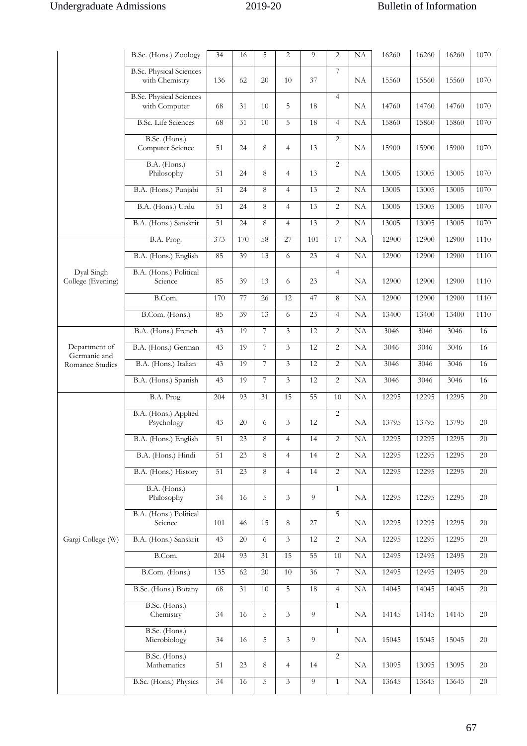| | | | | | | | | | | | |
|---|---|---|---|---|---|---|---|---|---|---|---|
| | B.Sc. (Hons.) Zoology | 34 | 16 | 5 | 2 | 9 | 2 | NA | 16260 | 16260 | 16260 | 1070 |
| | B.Sc. Physical Sciences with Chemistry | 136 | 62 | 20 | 10 | 37 | 7 | NA | 15560 | 15560 | 15560 | 1070 |
| | B.Sc. Physical Sciences with Computer | 68 | 31 | 10 | 5 | 18 | 4 | NA | 14760 | 14760 | 14760 | 1070 |
| | B.Sc. Life Sciences | 68 | 31 | 10 | 5 | 18 | 4 | NA | 15860 | 15860 | 15860 | 1070 |
| | B.Sc. (Hons.) Computer Science | 51 | 24 | 8 | 4 | 13 | 2 | NA | 15900 | 15900 | 15900 | 1070 |
| | B.A. (Hons.) Philosophy | 51 | 24 | 8 | 4 | 13 | 2 | NA | 13005 | 13005 | 13005 | 1070 |
| | B.A. (Hons.) Punjabi | 51 | 24 | 8 | 4 | 13 | 2 | NA | 13005 | 13005 | 13005 | 1070 |
| | B.A. (Hons.) Urdu | 51 | 24 | 8 | 4 | 13 | 2 | NA | 13005 | 13005 | 13005 | 1070 |
| | B.A. (Hons.) Sanskrit | 51 | 24 | 8 | 4 | 13 | 2 | NA | 13005 | 13005 | 13005 | 1070 |
| Dyal Singh College (Evening) | B.A. Prog. | 373 | 170 | 58 | 27 | 101 | 17 | NA | 12900 | 12900 | 12900 | 1110 |
| | B.A. (Hons.) English | 85 | 39 | 13 | 6 | 23 | 4 | NA | 12900 | 12900 | 12900 | 1110 |
| | B.A. (Hons.) Political Science | 85 | 39 | 13 | 6 | 23 | 4 | NA | 12900 | 12900 | 12900 | 1110 |
| | B.Com. | 170 | 77 | 26 | 12 | 47 | 8 | NA | 12900 | 12900 | 12900 | 1110 |
| | B.Com. (Hons.) | 85 | 39 | 13 | 6 | 23 | 4 | NA | 13400 | 13400 | 13400 | 1110 |
| Department of Germanic and Romance Studies | B.A. (Hons.) French | 43 | 19 | 7 | 3 | 12 | 2 | NA | 3046 | 3046 | 3046 | 16 |
| | B.A. (Hons.) German | 43 | 19 | 7 | 3 | 12 | 2 | NA | 3046 | 3046 | 3046 | 16 |
| | B.A. (Hons.) Italian | 43 | 19 | 7 | 3 | 12 | 2 | NA | 3046 | 3046 | 3046 | 16 |
| | B.A. (Hons.) Spanish | 43 | 19 | 7 | 3 | 12 | 2 | NA | 3046 | 3046 | 3046 | 16 |
| Gargi College (W) | B.A. Prog. | 204 | 93 | 31 | 15 | 55 | 10 | NA | 12295 | 12295 | 12295 | 20 |
| | B.A. (Hons.) Applied Psychology | 43 | 20 | 6 | 3 | 12 | 2 | NA | 13795 | 13795 | 13795 | 20 |
| | B.A. (Hons.) English | 51 | 23 | 8 | 4 | 14 | 2 | NA | 12295 | 12295 | 12295 | 20 |
| | B.A. (Hons.) Hindi | 51 | 23 | 8 | 4 | 14 | 2 | NA | 12295 | 12295 | 12295 | 20 |
| | B.A. (Hons.) History | 51 | 23 | 8 | 4 | 14 | 2 | NA | 12295 | 12295 | 12295 | 20 |
| | B.A. (Hons.) Philosophy | 34 | 16 | 5 | 3 | 9 | 1 | NA | 12295 | 12295 | 12295 | 20 |
| | B.A. (Hons.) Political Science | 101 | 46 | 15 | 8 | 27 | 5 | NA | 12295 | 12295 | 12295 | 20 |
| | B.A. (Hons.) Sanskrit | 43 | 20 | 6 | 3 | 12 | 2 | NA | 12295 | 12295 | 12295 | 20 |
| | B.Com. | 204 | 93 | 31 | 15 | 55 | 10 | NA | 12495 | 12495 | 12495 | 20 |
| | B.Com. (Hons.) | 135 | 62 | 20 | 10 | 36 | 7 | NA | 12495 | 12495 | 12495 | 20 |
| | B.Sc. (Hons.) Botany | 68 | 31 | 10 | 5 | 18 | 4 | NA | 14045 | 14045 | 14045 | 20 |
| | B.Sc. (Hons.) Chemistry | 34 | 16 | 5 | 3 | 9 | 1 | NA | 14145 | 14145 | 14145 | 20 |
| | B.Sc. (Hons.) Microbiology | 34 | 16 | 5 | 3 | 9 | 1 | NA | 15045 | 15045 | 15045 | 20 |
| | B.Sc. (Hons.) Mathematics | 51 | 23 | 8 | 4 | 14 | 2 | NA | 13095 | 13095 | 13095 | 20 |
| | B.Sc. (Hons.) Physics | 34 | 16 | 5 | 3 | 9 | 1 | NA | 13645 | 13645 | 13645 | 20 |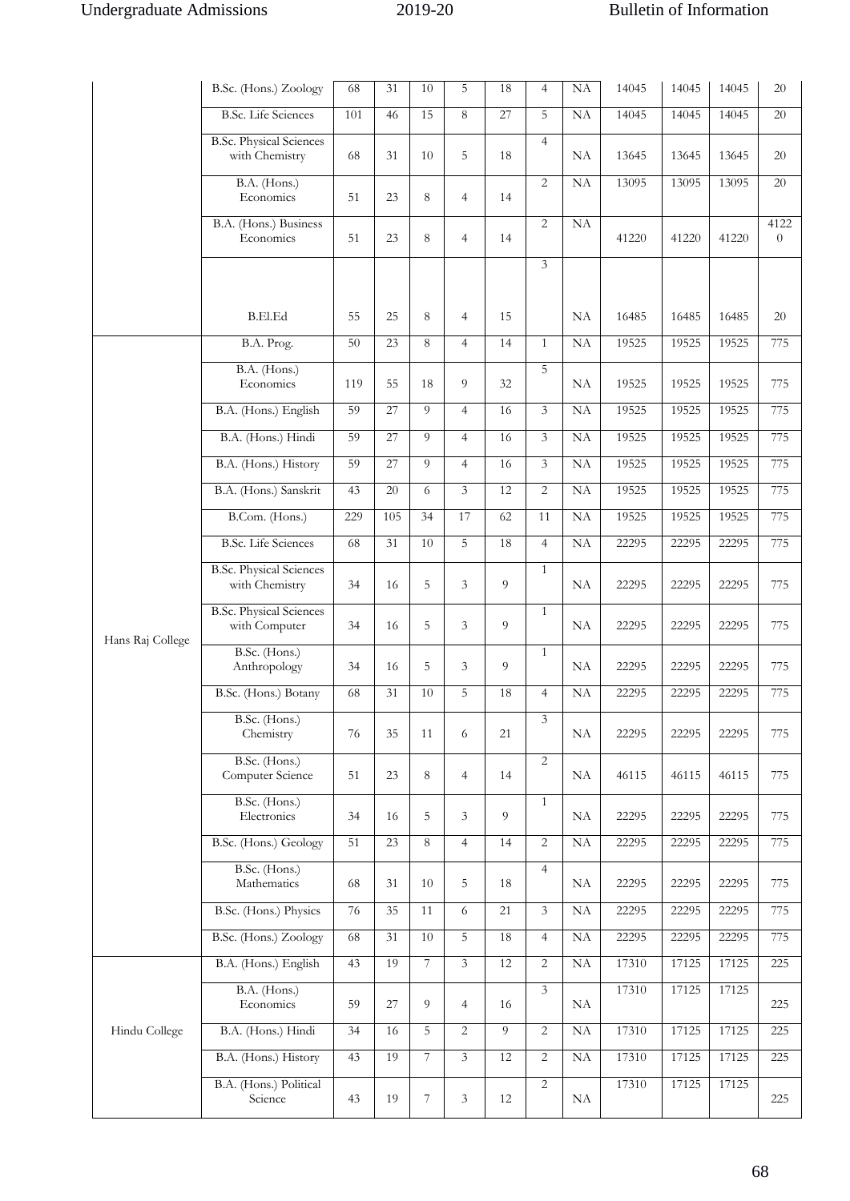| | | | | | | | | | | | | |
|---|---|---|---|---|---|---|---|---|---|---|---|---|
| | B.Sc. (Hons.) Zoology | 68 | 31 | 10 | 5 | 18 | 4 | NA | 14045 | 14045 | 14045 | 20 |
| | B.Sc. Life Sciences | 101 | 46 | 15 | 8 | 27 | 5 | NA | 14045 | 14045 | 14045 | 20 |
| | B.Sc. Physical Sciences with Chemistry | 68 | 31 | 10 | 5 | 18 | 4 | NA | 13645 | 13645 | 13645 | 20 |
| | B.A. (Hons.) Economics | 51 | 23 | 8 | 4 | 14 | 2 | NA | 13095 | 13095 | 13095 | 20 |
| | B.A. (Hons.) Business Economics | 51 | 23 | 8 | 4 | 14 | 2 | NA | 41220 | 41220 | 41220 | 41220 |
| | B.El.Ed | 55 | 25 | 8 | 4 | 15 | 3 | NA | 16485 | 16485 | 16485 | 20 |
| Hans Raj College | B.A. Prog. | 50 | 23 | 8 | 4 | 14 | 1 | NA | 19525 | 19525 | 19525 | 775 |
| | B.A. (Hons.) Economics | 119 | 55 | 18 | 9 | 32 | 5 | NA | 19525 | 19525 | 19525 | 775 |
| | B.A. (Hons.) English | 59 | 27 | 9 | 4 | 16 | 3 | NA | 19525 | 19525 | 19525 | 775 |
| | B.A. (Hons.) Hindi | 59 | 27 | 9 | 4 | 16 | 3 | NA | 19525 | 19525 | 19525 | 775 |
| | B.A. (Hons.) History | 59 | 27 | 9 | 4 | 16 | 3 | NA | 19525 | 19525 | 19525 | 775 |
| | B.A. (Hons.) Sanskrit | 43 | 20 | 6 | 3 | 12 | 2 | NA | 19525 | 19525 | 19525 | 775 |
| | B.Com. (Hons.) | 229 | 105 | 34 | 17 | 62 | 11 | NA | 19525 | 19525 | 19525 | 775 |
| | B.Sc. Life Sciences | 68 | 31 | 10 | 5 | 18 | 4 | NA | 22295 | 22295 | 22295 | 775 |
| | B.Sc. Physical Sciences with Chemistry | 34 | 16 | 5 | 3 | 9 | 1 | NA | 22295 | 22295 | 22295 | 775 |
| | B.Sc. Physical Sciences with Computer | 34 | 16 | 5 | 3 | 9 | 1 | NA | 22295 | 22295 | 22295 | 775 |
| | B.Sc. (Hons.) Anthropology | 34 | 16 | 5 | 3 | 9 | 1 | NA | 22295 | 22295 | 22295 | 775 |
| | B.Sc. (Hons.) Botany | 68 | 31 | 10 | 5 | 18 | 4 | NA | 22295 | 22295 | 22295 | 775 |
| | B.Sc. (Hons.) Chemistry | 76 | 35 | 11 | 6 | 21 | 3 | NA | 22295 | 22295 | 22295 | 775 |
| | B.Sc. (Hons.) Computer Science | 51 | 23 | 8 | 4 | 14 | 2 | NA | 46115 | 46115 | 46115 | 775 |
| | B.Sc. (Hons.) Electronics | 34 | 16 | 5 | 3 | 9 | 1 | NA | 22295 | 22295 | 22295 | 775 |
| | B.Sc. (Hons.) Geology | 51 | 23 | 8 | 4 | 14 | 2 | NA | 22295 | 22295 | 22295 | 775 |
| | B.Sc. (Hons.) Mathematics | 68 | 31 | 10 | 5 | 18 | 4 | NA | 22295 | 22295 | 22295 | 775 |
| | B.Sc. (Hons.) Physics | 76 | 35 | 11 | 6 | 21 | 3 | NA | 22295 | 22295 | 22295 | 775 |
| | B.Sc. (Hons.) Zoology | 68 | 31 | 10 | 5 | 18 | 4 | NA | 22295 | 22295 | 22295 | 775 |
| Hindu College | B.A. (Hons.) English | 43 | 19 | 7 | 3 | 12 | 2 | NA | 17310 | 17125 | 17125 | 225 |
| | B.A. (Hons.) Economics | 59 | 27 | 9 | 4 | 16 | 3 | NA | 17310 | 17125 | 17125 | 225 |
| | B.A. (Hons.) Hindi | 34 | 16 | 5 | 2 | 9 | 2 | NA | 17310 | 17125 | 17125 | 225 |
| | B.A. (Hons.) History | 43 | 19 | 7 | 3 | 12 | 2 | NA | 17310 | 17125 | 17125 | 225 |
| | B.A. (Hons.) Political Science | 43 | 19 | 7 | 3 | 12 | 2 | NA | 17310 | 17125 | 17125 | 225 |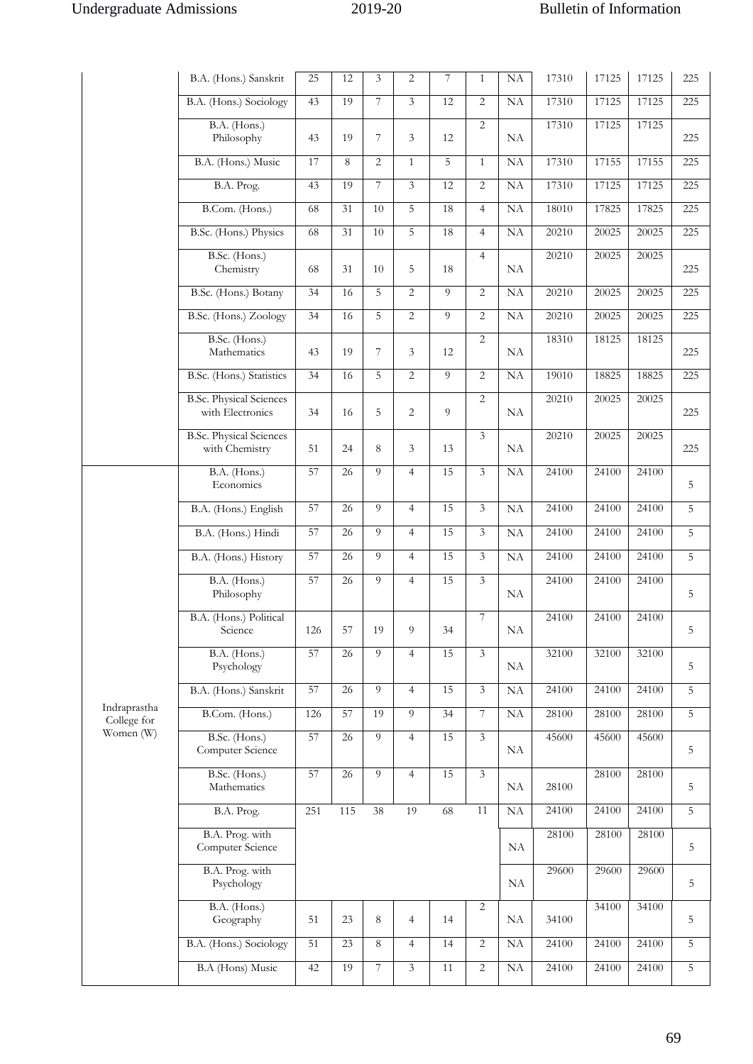| | | | | | | | | | | | | |
|---|---|---|---|---|---|---|---|---|---|---|---|---|
| | B.A. (Hons.) Sanskrit | 25 | 12 | 3 | 2 | 7 | 1 | NA | 17310 | 17125 | 17125 | 225 |
| | B.A. (Hons.) Sociology | 43 | 19 | 7 | 3 | 12 | 2 | NA | 17310 | 17125 | 17125 | 225 |
| | B.A. (Hons.) Philosophy | 43 | 19 | 7 | 3 | 12 | 2 | NA | 17310 | 17125 | 17125 | 225 |
| | B.A. (Hons.) Music | 17 | 8 | 2 | 1 | 5 | 1 | NA | 17310 | 17155 | 17155 | 225 |
| | B.A. Prog. | 43 | 19 | 7 | 3 | 12 | 2 | NA | 17310 | 17125 | 17125 | 225 |
| | B.Com. (Hons.) | 68 | 31 | 10 | 5 | 18 | 4 | NA | 18010 | 17825 | 17825 | 225 |
| | B.Sc. (Hons.) Physics | 68 | 31 | 10 | 5 | 18 | 4 | NA | 20210 | 20025 | 20025 | 225 |
| | B.Sc. (Hons.) Chemistry | 68 | 31 | 10 | 5 | 18 | 4 | NA | 20210 | 20025 | 20025 | 225 |
| | B.Sc. (Hons.) Botany | 34 | 16 | 5 | 2 | 9 | 2 | NA | 20210 | 20025 | 20025 | 225 |
| | B.Sc. (Hons.) Zoology | 34 | 16 | 5 | 2 | 9 | 2 | NA | 20210 | 20025 | 20025 | 225 |
| | B.Sc. (Hons.) Mathematics | 43 | 19 | 7 | 3 | 12 | 2 | NA | 18310 | 18125 | 18125 | 225 |
| | B.Sc. (Hons.) Statistics | 34 | 16 | 5 | 2 | 9 | 2 | NA | 19010 | 18825 | 18825 | 225 |
| | B.Sc. Physical Sciences with Electronics | 34 | 16 | 5 | 2 | 9 | 2 | NA | 20210 | 20025 | 20025 | 225 |
| | B.Sc. Physical Sciences with Chemistry | 51 | 24 | 8 | 3 | 13 | 3 | NA | 20210 | 20025 | 20025 | 225 |
| Indraprastha College for Women (W) | B.A. (Hons.) Economics | 57 | 26 | 9 | 4 | 15 | 3 | NA | 24100 | 24100 | 24100 | 5 |
| | B.A. (Hons.) English | 57 | 26 | 9 | 4 | 15 | 3 | NA | 24100 | 24100 | 24100 | 5 |
| | B.A. (Hons.) Hindi | 57 | 26 | 9 | 4 | 15 | 3 | NA | 24100 | 24100 | 24100 | 5 |
| | B.A. (Hons.) History | 57 | 26 | 9 | 4 | 15 | 3 | NA | 24100 | 24100 | 24100 | 5 |
| | B.A. (Hons.) Philosophy | 57 | 26 | 9 | 4 | 15 | 3 | NA | 24100 | 24100 | 24100 | 5 |
| | B.A. (Hons.) Political Science | 126 | 57 | 19 | 9 | 34 | 7 | NA | 24100 | 24100 | 24100 | 5 |
| | B.A. (Hons.) Psychology | 57 | 26 | 9 | 4 | 15 | 3 | NA | 32100 | 32100 | 32100 | 5 |
| | B.A. (Hons.) Sanskrit | 57 | 26 | 9 | 4 | 15 | 3 | NA | 24100 | 24100 | 24100 | 5 |
| | B.Com. (Hons.) | 126 | 57 | 19 | 9 | 34 | 7 | NA | 28100 | 28100 | 28100 | 5 |
| | B.Sc. (Hons.) Computer Science | 57 | 26 | 9 | 4 | 15 | 3 | NA | 45600 | 45600 | 45600 | 5 |
| | B.Sc. (Hons.) Mathematics | 57 | 26 | 9 | 4 | 15 | 3 | NA | 28100 | 28100 | 28100 | 5 |
| | B.A. Prog. | 251 | 115 | 38 | 19 | 68 | 11 | NA | 24100 | 24100 | 24100 | 5 |
| | B.A. Prog. with Computer Science | | | | | | | NA | 28100 | 28100 | 28100 | 5 |
| | B.A. Prog. with Psychology | | | | | | | NA | 29600 | 29600 | 29600 | 5 |
| | B.A. (Hons.) Geography | 51 | 23 | 8 | 4 | 14 | 2 | NA | 34100 | 34100 | 34100 | 5 |
| | B.A. (Hons.) Sociology | 51 | 23 | 8 | 4 | 14 | 2 | NA | 24100 | 24100 | 24100 | 5 |
| | B.A (Hons) Music | 42 | 19 | 7 | 3 | 11 | 2 | NA | 24100 | 24100 | 24100 | 5 |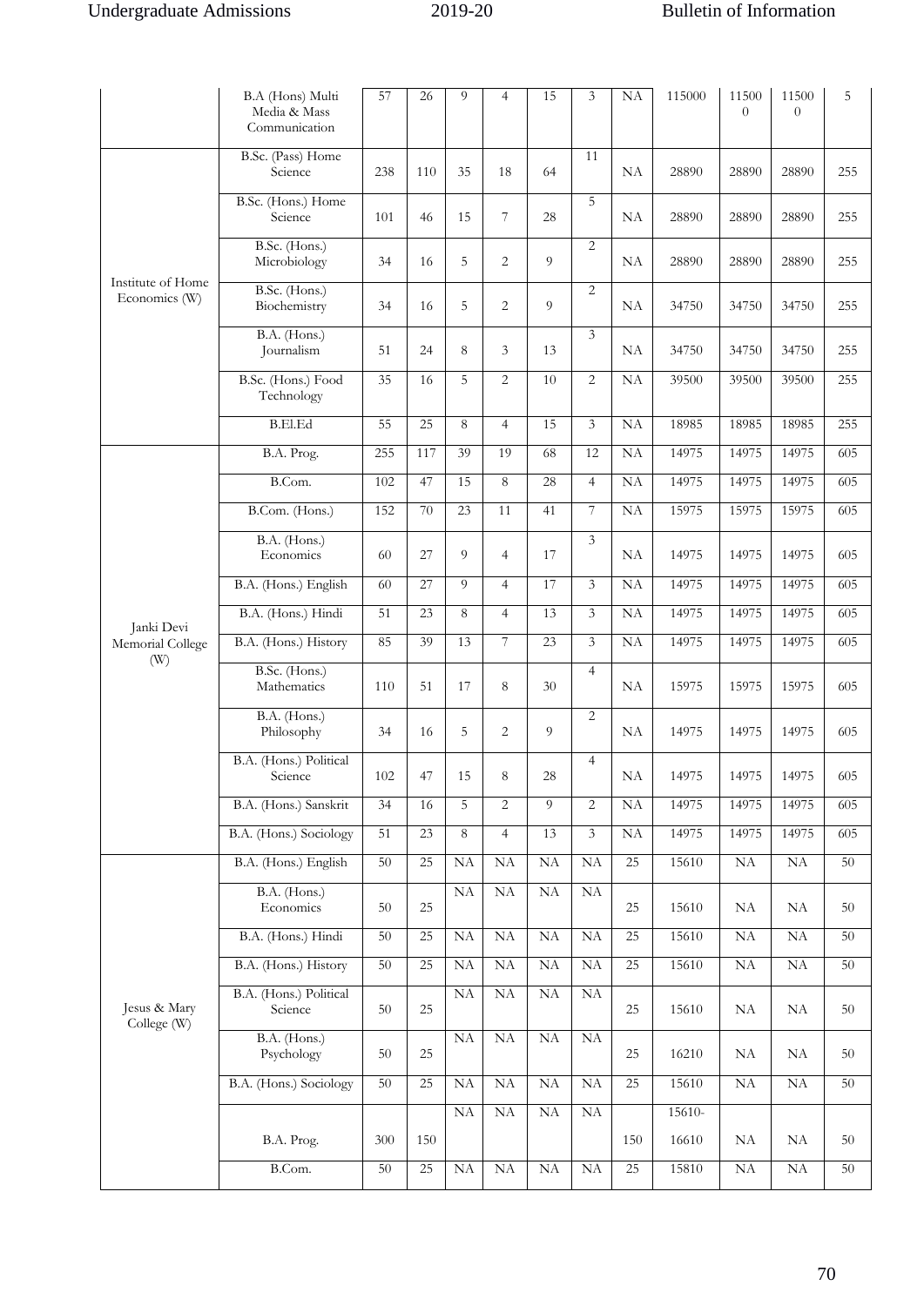| | B.A (Hons) Multi Media & Mass Communication | 57 | 26 | 9 | 4 | 15 | 3 | NA | 115000 | 115000 | 115000 | 5 |
|---|---|---|---|---|---|---|---|---|---|---|---|---|
| Institute of Home Economics (W) | B.Sc. (Pass) Home Science | 238 | 110 | 35 | 18 | 64 | 11 | NA | 28890 | 28890 | 28890 | 255 |
| | B.Sc. (Hons.) Home Science | 101 | 46 | 15 | 7 | 28 | 5 | NA | 28890 | 28890 | 28890 | 255 |
| | B.Sc. (Hons.) Microbiology | 34 | 16 | 5 | 2 | 9 | 2 | NA | 28890 | 28890 | 28890 | 255 |
| | B.Sc. (Hons.) Biochemistry | 34 | 16 | 5 | 2 | 9 | 2 | NA | 34750 | 34750 | 34750 | 255 |
| | B.A. (Hons.) Journalism | 51 | 24 | 8 | 3 | 13 | 3 | NA | 34750 | 34750 | 34750 | 255 |
| | B.Sc. (Hons.) Food Technology | 35 | 16 | 5 | 2 | 10 | 2 | NA | 39500 | 39500 | 39500 | 255 |
| | B.El.Ed | 55 | 25 | 8 | 4 | 15 | 3 | NA | 18985 | 18985 | 18985 | 255 |
| Janki Devi Memorial College (W) | B.A. Prog. | 255 | 117 | 39 | 19 | 68 | 12 | NA | 14975 | 14975 | 14975 | 605 |
| | B.Com. | 102 | 47 | 15 | 8 | 28 | 4 | NA | 14975 | 14975 | 14975 | 605 |
| | B.Com. (Hons.) | 152 | 70 | 23 | 11 | 41 | 7 | NA | 15975 | 15975 | 15975 | 605 |
| | B.A. (Hons.) Economics | 60 | 27 | 9 | 4 | 17 | 3 | NA | 14975 | 14975 | 14975 | 605 |
| | B.A. (Hons.) English | 60 | 27 | 9 | 4 | 17 | 3 | NA | 14975 | 14975 | 14975 | 605 |
| | B.A. (Hons.) Hindi | 51 | 23 | 8 | 4 | 13 | 3 | NA | 14975 | 14975 | 14975 | 605 |
| | B.A. (Hons.) History | 85 | 39 | 13 | 7 | 23 | 3 | NA | 14975 | 14975 | 14975 | 605 |
| | B.Sc. (Hons.) Mathematics | 110 | 51 | 17 | 8 | 30 | 4 | NA | 15975 | 15975 | 15975 | 605 |
| | B.A. (Hons.) Philosophy | 34 | 16 | 5 | 2 | 9 | 2 | NA | 14975 | 14975 | 14975 | 605 |
| | B.A. (Hons.) Political Science | 102 | 47 | 15 | 8 | 28 | 4 | NA | 14975 | 14975 | 14975 | 605 |
| | B.A. (Hons.) Sanskrit | 34 | 16 | 5 | 2 | 9 | 2 | NA | 14975 | 14975 | 14975 | 605 |
| | B.A. (Hons.) Sociology | 51 | 23 | 8 | 4 | 13 | 3 | NA | 14975 | 14975 | 14975 | 605 |
| Jesus & Mary College (W) | B.A. (Hons.) English | 50 | 25 | NA | NA | NA | NA | 25 | 15610 | NA | NA | 50 |
| | B.A. (Hons.) Economics | 50 | 25 | NA | NA | NA | NA | 25 | 15610 | NA | NA | 50 |
| | B.A. (Hons.) Hindi | 50 | 25 | NA | NA | NA | NA | 25 | 15610 | NA | NA | 50 |
| | B.A. (Hons.) History | 50 | 25 | NA | NA | NA | NA | 25 | 15610 | NA | NA | 50 |
| | B.A. (Hons.) Political Science | 50 | 25 | NA | NA | NA | NA | 25 | 15610 | NA | NA | 50 |
| | B.A. (Hons.) Psychology | 50 | 25 | NA | NA | NA | NA | 25 | 16210 | NA | NA | 50 |
| | B.A. (Hons.) Sociology | 50 | 25 | NA | NA | NA | NA | 25 | 15610 | NA | NA | 50 |
| | B.A. Prog. | 300 | 150 | NA | NA | NA | NA | 150 | 15610-16610 | NA | NA | 50 |
| | B.Com. | 50 | 25 | NA | NA | NA | NA | 25 | 15810 | NA | NA | 50 |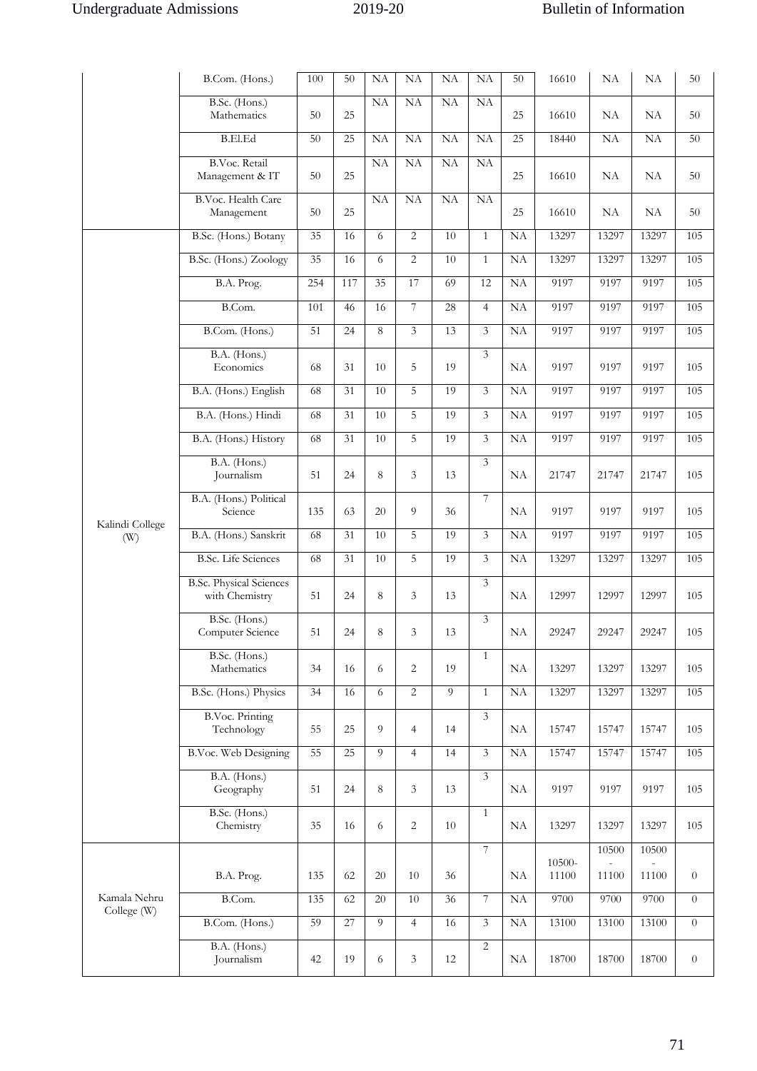|  |  |  |  |  |  |  |  |  |  |  |  |  |
|---|---|---|---|---|---|---|---|---|---|---|---|---|
|  | B.Com. (Hons.) | 100 | 50 | NA | NA | NA | NA | 50 | 16610 | NA | NA | 50 |
|  | B.Sc. (Hons.) Mathematics | 50 | 25 | NA | NA | NA | NA | 25 | 16610 | NA | NA | 50 |
|  | B.El.Ed | 50 | 25 | NA | NA | NA | NA | 25 | 18440 | NA | NA | 50 |
|  | B.Voc. Retail Management & IT | 50 | 25 | NA | NA | NA | NA | 25 | 16610 | NA | NA | 50 |
|  | B.Voc. Health Care Management | 50 | 25 | NA | NA | NA | NA | 25 | 16610 | NA | NA | 50 |
| Kalindi College (W) | B.Sc. (Hons.) Botany | 35 | 16 | 6 | 2 | 10 | 1 | NA | 13297 | 13297 | 13297 | 105 |
|  | B.Sc. (Hons.) Zoology | 35 | 16 | 6 | 2 | 10 | 1 | NA | 13297 | 13297 | 13297 | 105 |
|  | B.A. Prog. | 254 | 117 | 35 | 17 | 69 | 12 | NA | 9197 | 9197 | 9197 | 105 |
|  | B.Com. | 101 | 46 | 16 | 7 | 28 | 4 | NA | 9197 | 9197 | 9197 | 105 |
|  | B.Com. (Hons.) | 51 | 24 | 8 | 3 | 13 | 3 | NA | 9197 | 9197 | 9197 | 105 |
|  | B.A. (Hons.) Economics | 68 | 31 | 10 | 5 | 19 | 3 | NA | 9197 | 9197 | 9197 | 105 |
|  | B.A. (Hons.) English | 68 | 31 | 10 | 5 | 19 | 3 | NA | 9197 | 9197 | 9197 | 105 |
|  | B.A. (Hons.) Hindi | 68 | 31 | 10 | 5 | 19 | 3 | NA | 9197 | 9197 | 9197 | 105 |
|  | B.A. (Hons.) History | 68 | 31 | 10 | 5 | 19 | 3 | NA | 9197 | 9197 | 9197 | 105 |
|  | B.A. (Hons.) Journalism | 51 | 24 | 8 | 3 | 13 | 3 | NA | 21747 | 21747 | 21747 | 105 |
|  | B.A. (Hons.) Political Science | 135 | 63 | 20 | 9 | 36 | 7 | NA | 9197 | 9197 | 9197 | 105 |
|  | B.A. (Hons.) Sanskrit | 68 | 31 | 10 | 5 | 19 | 3 | NA | 9197 | 9197 | 9197 | 105 |
|  | B.Sc. Life Sciences | 68 | 31 | 10 | 5 | 19 | 3 | NA | 13297 | 13297 | 13297 | 105 |
|  | B.Sc. Physical Sciences with Chemistry | 51 | 24 | 8 | 3 | 13 | 3 | NA | 12997 | 12997 | 12997 | 105 |
|  | B.Sc. (Hons.) Computer Science | 51 | 24 | 8 | 3 | 13 | 3 | NA | 29247 | 29247 | 29247 | 105 |
|  | B.Sc. (Hons.) Mathematics | 34 | 16 | 6 | 2 | 19 | 1 | NA | 13297 | 13297 | 13297 | 105 |
|  | B.Sc. (Hons.) Physics | 34 | 16 | 6 | 2 | 9 | 1 | NA | 13297 | 13297 | 13297 | 105 |
|  | B.Voc. Printing Technology | 55 | 25 | 9 | 4 | 14 | 3 | NA | 15747 | 15747 | 15747 | 105 |
|  | B.Voc. Web Designing | 55 | 25 | 9 | 4 | 14 | 3 | NA | 15747 | 15747 | 15747 | 105 |
|  | B.A. (Hons.) Geography | 51 | 24 | 8 | 3 | 13 | 3 | NA | 9197 | 9197 | 9197 | 105 |
|  | B.Sc. (Hons.) Chemistry | 35 | 16 | 6 | 2 | 10 | 1 | NA | 13297 | 13297 | 13297 | 105 |
| Kamala Nehru College (W) | B.A. Prog. | 135 | 62 | 20 | 10 | 36 | 7 | NA | 10500-11100 | 10500 - 11100 | 10500 - 11100 | 0 |
|  | B.Com. | 135 | 62 | 20 | 10 | 36 | 7 | NA | 9700 | 9700 | 9700 | 0 |
|  | B.Com. (Hons.) | 59 | 27 | 9 | 4 | 16 | 3 | NA | 13100 | 13100 | 13100 | 0 |
|  | B.A. (Hons.) Journalism | 42 | 19 | 6 | 3 | 12 | 2 | NA | 18700 | 18700 | 18700 | 0 |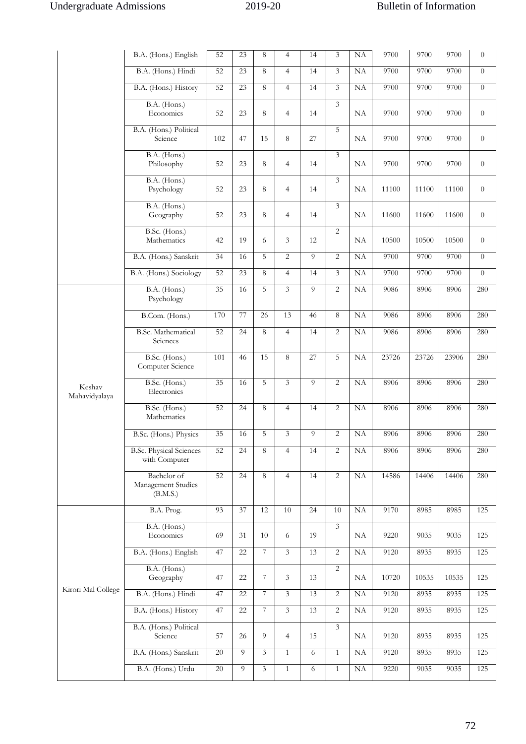|  | B.A. (Hons.) English | 52 | 23 | 8 | 4 | 14 | 3 | NA | 9700 | 9700 | 9700 | 0 |
|---|---|---|---|---|---|---|---|---|---|---|---|---|
|  | B.A. (Hons.) Hindi | 52 | 23 | 8 | 4 | 14 | 3 | NA | 9700 | 9700 | 9700 | 0 |
|  | B.A. (Hons.) History | 52 | 23 | 8 | 4 | 14 | 3 | NA | 9700 | 9700 | 9700 | 0 |
|  | B.A. (Hons.) Economics | 52 | 23 | 8 | 4 | 14 | 3 | NA | 9700 | 9700 | 9700 | 0 |
|  | B.A. (Hons.) Political Science | 102 | 47 | 15 | 8 | 27 | 5 | NA | 9700 | 9700 | 9700 | 0 |
|  | B.A. (Hons.) Philosophy | 52 | 23 | 8 | 4 | 14 | 3 | NA | 9700 | 9700 | 9700 | 0 |
|  | B.A. (Hons.) Psychology | 52 | 23 | 8 | 4 | 14 | 3 | NA | 11100 | 11100 | 11100 | 0 |
|  | B.A. (Hons.) Geography | 52 | 23 | 8 | 4 | 14 | 3 | NA | 11600 | 11600 | 11600 | 0 |
|  | B.Sc. (Hons.) Mathematics | 42 | 19 | 6 | 3 | 12 | 2 | NA | 10500 | 10500 | 10500 | 0 |
|  | B.A. (Hons.) Sanskrit | 34 | 16 | 5 | 2 | 9 | 2 | NA | 9700 | 9700 | 9700 | 0 |
|  | B.A. (Hons.) Sociology | 52 | 23 | 8 | 4 | 14 | 3 | NA | 9700 | 9700 | 9700 | 0 |
| Keshav Mahavidyalaya | B.A. (Hons.) Psychology | 35 | 16 | 5 | 3 | 9 | 2 | NA | 9086 | 8906 | 8906 | 280 |
|  | B.Com. (Hons.) | 170 | 77 | 26 | 13 | 46 | 8 | NA | 9086 | 8906 | 8906 | 280 |
|  | B.Sc. Mathematical Sciences | 52 | 24 | 8 | 4 | 14 | 2 | NA | 9086 | 8906 | 8906 | 280 |
|  | B.Sc. (Hons.) Computer Science | 101 | 46 | 15 | 8 | 27 | 5 | NA | 23726 | 23726 | 23906 | 280 |
|  | B.Sc. (Hons.) Electronics | 35 | 16 | 5 | 3 | 9 | 2 | NA | 8906 | 8906 | 8906 | 280 |
|  | B.Sc. (Hons.) Mathematics | 52 | 24 | 8 | 4 | 14 | 2 | NA | 8906 | 8906 | 8906 | 280 |
|  | B.Sc. (Hons.) Physics | 35 | 16 | 5 | 3 | 9 | 2 | NA | 8906 | 8906 | 8906 | 280 |
|  | B.Sc. Physical Sciences with Computer | 52 | 24 | 8 | 4 | 14 | 2 | NA | 8906 | 8906 | 8906 | 280 |
|  | Bachelor of Management Studies (B.M.S.) | 52 | 24 | 8 | 4 | 14 | 2 | NA | 14586 | 14406 | 14406 | 280 |
| Kirori Mal College | B.A. Prog. | 93 | 37 | 12 | 10 | 24 | 10 | NA | 9170 | 8985 | 8985 | 125 |
|  | B.A. (Hons.) Economics | 69 | 31 | 10 | 6 | 19 | 3 | NA | 9220 | 9035 | 9035 | 125 |
|  | B.A. (Hons.) English | 47 | 22 | 7 | 3 | 13 | 2 | NA | 9120 | 8935 | 8935 | 125 |
|  | B.A. (Hons.) Geography | 47 | 22 | 7 | 3 | 13 | 2 | NA | 10720 | 10535 | 10535 | 125 |
|  | B.A. (Hons.) Hindi | 47 | 22 | 7 | 3 | 13 | 2 | NA | 9120 | 8935 | 8935 | 125 |
|  | B.A. (Hons.) History | 47 | 22 | 7 | 3 | 13 | 2 | NA | 9120 | 8935 | 8935 | 125 |
|  | B.A. (Hons.) Political Science | 57 | 26 | 9 | 4 | 15 | 3 | NA | 9120 | 8935 | 8935 | 125 |
|  | B.A. (Hons.) Sanskrit | 20 | 9 | 3 | 1 | 6 | 1 | NA | 9120 | 8935 | 8935 | 125 |
|  | B.A. (Hons.) Urdu | 20 | 9 | 3 | 1 | 6 | 1 | NA | 9220 | 9035 | 9035 | 125 |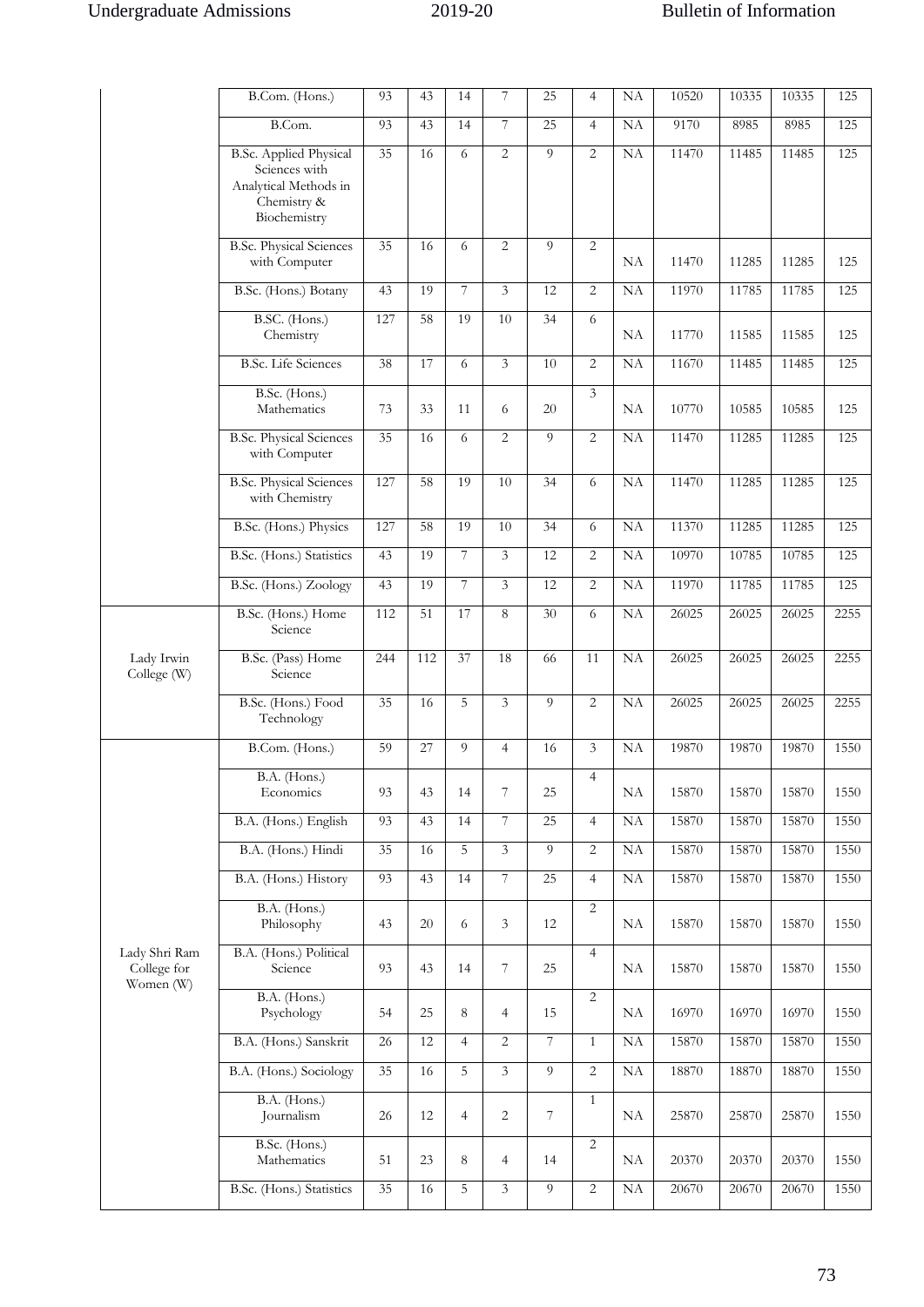| | | | | | | | | | | | | |
|---|---|---|---|---|---|---|---|---|---|---|---|---|
| | B.Com. (Hons.) | 93 | 43 | 14 | 7 | 25 | 4 | NA | 10520 | 10335 | 10335 | 125 |
| | B.Com. | 93 | 43 | 14 | 7 | 25 | 4 | NA | 9170 | 8985 | 8985 | 125 |
| | B.Sc. Applied Physical Sciences with Analytical Methods in Chemistry & Biochemistry | 35 | 16 | 6 | 2 | 9 | 2 | NA | 11470 | 11485 | 11485 | 125 |
| | B.Sc. Physical Sciences with Computer | 35 | 16 | 6 | 2 | 9 | 2 | NA | 11470 | 11285 | 11285 | 125 |
| | B.Sc. (Hons.) Botany | 43 | 19 | 7 | 3 | 12 | 2 | NA | 11970 | 11785 | 11785 | 125 |
| | B.SC. (Hons.) Chemistry | 127 | 58 | 19 | 10 | 34 | 6 | NA | 11770 | 11585 | 11585 | 125 |
| | B.Sc. Life Sciences | 38 | 17 | 6 | 3 | 10 | 2 | NA | 11670 | 11485 | 11485 | 125 |
| | B.Sc. (Hons.) Mathematics | 73 | 33 | 11 | 6 | 20 | 3 | NA | 10770 | 10585 | 10585 | 125 |
| | B.Sc. Physical Sciences with Computer | 35 | 16 | 6 | 2 | 9 | 2 | NA | 11470 | 11285 | 11285 | 125 |
| | B.Sc. Physical Sciences with Chemistry | 127 | 58 | 19 | 10 | 34 | 6 | NA | 11470 | 11285 | 11285 | 125 |
| | B.Sc. (Hons.) Physics | 127 | 58 | 19 | 10 | 34 | 6 | NA | 11370 | 11285 | 11285 | 125 |
| | B.Sc. (Hons.) Statistics | 43 | 19 | 7 | 3 | 12 | 2 | NA | 10970 | 10785 | 10785 | 125 |
| | B.Sc. (Hons.) Zoology | 43 | 19 | 7 | 3 | 12 | 2 | NA | 11970 | 11785 | 11785 | 125 |
| Lady Irwin College (W) | B.Sc. (Hons.) Home Science | 112 | 51 | 17 | 8 | 30 | 6 | NA | 26025 | 26025 | 26025 | 2255 |
| | B.Sc. (Pass) Home Science | 244 | 112 | 37 | 18 | 66 | 11 | NA | 26025 | 26025 | 26025 | 2255 |
| | B.Sc. (Hons.) Food Technology | 35 | 16 | 5 | 3 | 9 | 2 | NA | 26025 | 26025 | 26025 | 2255 |
| Lady Shri Ram College for Women (W) | B.Com. (Hons.) | 59 | 27 | 9 | 4 | 16 | 3 | NA | 19870 | 19870 | 19870 | 1550 |
| | B.A. (Hons.) Economics | 93 | 43 | 14 | 7 | 25 | 4 | NA | 15870 | 15870 | 15870 | 1550 |
| | B.A. (Hons.) English | 93 | 43 | 14 | 7 | 25 | 4 | NA | 15870 | 15870 | 15870 | 1550 |
| | B.A. (Hons.) Hindi | 35 | 16 | 5 | 3 | 9 | 2 | NA | 15870 | 15870 | 15870 | 1550 |
| | B.A. (Hons.) History | 93 | 43 | 14 | 7 | 25 | 4 | NA | 15870 | 15870 | 15870 | 1550 |
| | B.A. (Hons.) Philosophy | 43 | 20 | 6 | 3 | 12 | 2 | NA | 15870 | 15870 | 15870 | 1550 |
| | B.A. (Hons.) Political Science | 93 | 43 | 14 | 7 | 25 | 4 | NA | 15870 | 15870 | 15870 | 1550 |
| | B.A. (Hons.) Psychology | 54 | 25 | 8 | 4 | 15 | 2 | NA | 16970 | 16970 | 16970 | 1550 |
| | B.A. (Hons.) Sanskrit | 26 | 12 | 4 | 2 | 7 | 1 | NA | 15870 | 15870 | 15870 | 1550 |
| | B.A. (Hons.) Sociology | 35 | 16 | 5 | 3 | 9 | 2 | NA | 18870 | 18870 | 18870 | 1550 |
| | B.A. (Hons.) Journalism | 26 | 12 | 4 | 2 | 7 | 1 | NA | 25870 | 25870 | 25870 | 1550 |
| | B.Sc. (Hons.) Mathematics | 51 | 23 | 8 | 4 | 14 | 2 | NA | 20370 | 20370 | 20370 | 1550 |
| | B.Sc. (Hons.) Statistics | 35 | 16 | 5 | 3 | 9 | 2 | NA | 20670 | 20670 | 20670 | 1550 |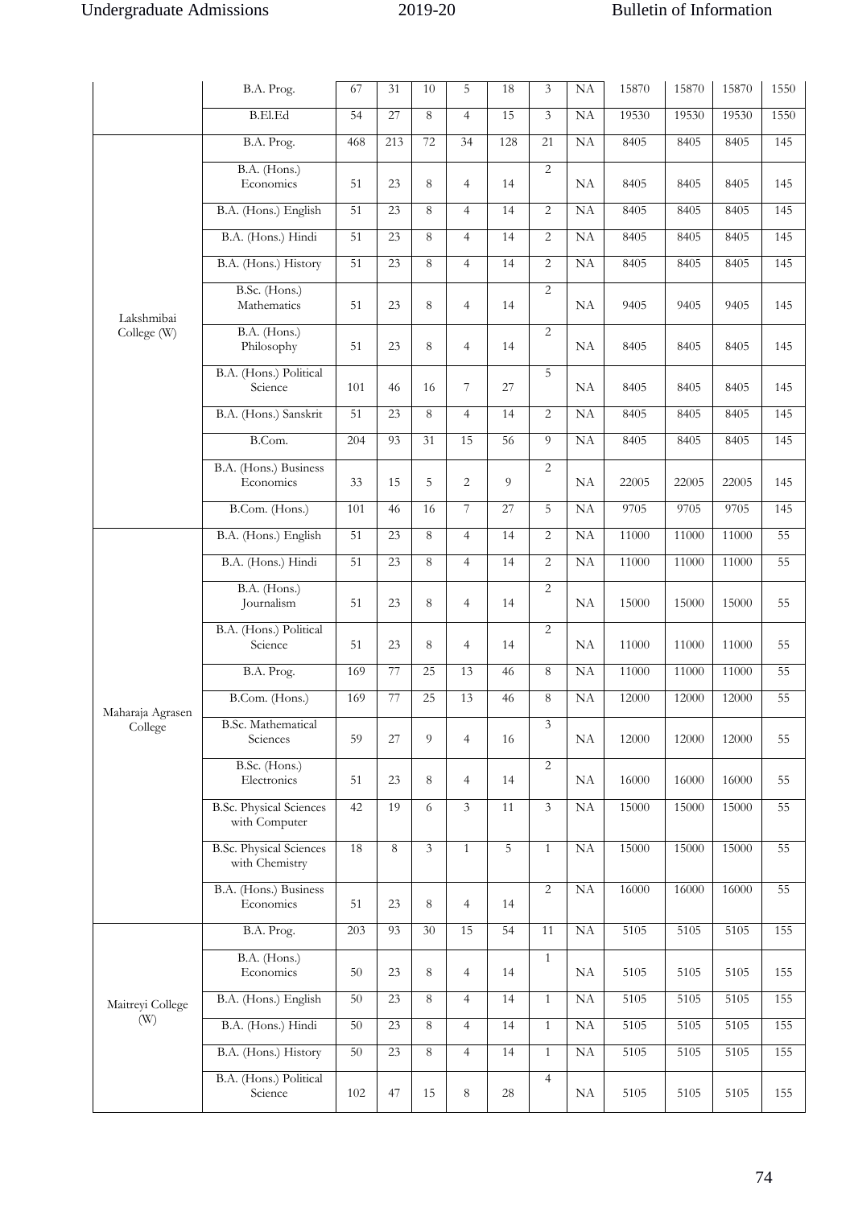| | B.A. Prog. | 67 | 31 | 10 | 5 | 18 | 3 | NA | 15870 | 15870 | 15870 | 1550 |
|---|---|---|---|---|---|---|---|---|---|---|---|---|
| | B.El.Ed | 54 | 27 | 8 | 4 | 15 | 3 | NA | 19530 | 19530 | 19530 | 1550 |
| Lakshmibai College (W) | B.A. Prog. | 468 | 213 | 72 | 34 | 128 | 21 | NA | 8405 | 8405 | 8405 | 145 |
| | B.A. (Hons.) Economics | 51 | 23 | 8 | 4 | 14 | 2 | NA | 8405 | 8405 | 8405 | 145 |
| | B.A. (Hons.) English | 51 | 23 | 8 | 4 | 14 | 2 | NA | 8405 | 8405 | 8405 | 145 |
| | B.A. (Hons.) Hindi | 51 | 23 | 8 | 4 | 14 | 2 | NA | 8405 | 8405 | 8405 | 145 |
| | B.A. (Hons.) History | 51 | 23 | 8 | 4 | 14 | 2 | NA | 8405 | 8405 | 8405 | 145 |
| | B.Sc. (Hons.) Mathematics | 51 | 23 | 8 | 4 | 14 | 2 | NA | 9405 | 9405 | 9405 | 145 |
| | B.A. (Hons.) Philosophy | 51 | 23 | 8 | 4 | 14 | 2 | NA | 8405 | 8405 | 8405 | 145 |
| | B.A. (Hons.) Political Science | 101 | 46 | 16 | 7 | 27 | 5 | NA | 8405 | 8405 | 8405 | 145 |
| | B.A. (Hons.) Sanskrit | 51 | 23 | 8 | 4 | 14 | 2 | NA | 8405 | 8405 | 8405 | 145 |
| | B.Com. | 204 | 93 | 31 | 15 | 56 | 9 | NA | 8405 | 8405 | 8405 | 145 |
| | B.A. (Hons.) Business Economics | 33 | 15 | 5 | 2 | 9 | 2 | NA | 22005 | 22005 | 22005 | 145 |
| | B.Com. (Hons.) | 101 | 46 | 16 | 7 | 27 | 5 | NA | 9705 | 9705 | 9705 | 145 |
| Maharaja Agrasen College | B.A. (Hons.) English | 51 | 23 | 8 | 4 | 14 | 2 | NA | 11000 | 11000 | 11000 | 55 |
| | B.A. (Hons.) Hindi | 51 | 23 | 8 | 4 | 14 | 2 | NA | 11000 | 11000 | 11000 | 55 |
| | B.A. (Hons.) Journalism | 51 | 23 | 8 | 4 | 14 | 2 | NA | 15000 | 15000 | 15000 | 55 |
| | B.A. (Hons.) Political Science | 51 | 23 | 8 | 4 | 14 | 2 | NA | 11000 | 11000 | 11000 | 55 |
| | B.A. Prog. | 169 | 77 | 25 | 13 | 46 | 8 | NA | 11000 | 11000 | 11000 | 55 |
| | B.Com. (Hons.) | 169 | 77 | 25 | 13 | 46 | 8 | NA | 12000 | 12000 | 12000 | 55 |
| | B.Sc. Mathematical Sciences | 59 | 27 | 9 | 4 | 16 | 3 | NA | 12000 | 12000 | 12000 | 55 |
| | B.Sc. (Hons.) Electronics | 51 | 23 | 8 | 4 | 14 | 2 | NA | 16000 | 16000 | 16000 | 55 |
| | B.Sc. Physical Sciences with Computer | 42 | 19 | 6 | 3 | 11 | 3 | NA | 15000 | 15000 | 15000 | 55 |
| | B.Sc. Physical Sciences with Chemistry | 18 | 8 | 3 | 1 | 5 | 1 | NA | 15000 | 15000 | 15000 | 55 |
| | B.A. (Hons.) Business Economics | 51 | 23 | 8 | 4 | 14 | 2 | NA | 16000 | 16000 | 16000 | 55 |
| Maitreyi College (W) | B.A. Prog. | 203 | 93 | 30 | 15 | 54 | 11 | NA | 5105 | 5105 | 5105 | 155 |
| | B.A. (Hons.) Economics | 50 | 23 | 8 | 4 | 14 | 1 | NA | 5105 | 5105 | 5105 | 155 |
| | B.A. (Hons.) English | 50 | 23 | 8 | 4 | 14 | 1 | NA | 5105 | 5105 | 5105 | 155 |
| | B.A. (Hons.) Hindi | 50 | 23 | 8 | 4 | 14 | 1 | NA | 5105 | 5105 | 5105 | 155 |
| | B.A. (Hons.) History | 50 | 23 | 8 | 4 | 14 | 1 | NA | 5105 | 5105 | 5105 | 155 |
| | B.A. (Hons.) Political Science | 102 | 47 | 15 | 8 | 28 | 4 | NA | 5105 | 5105 | 5105 | 155 |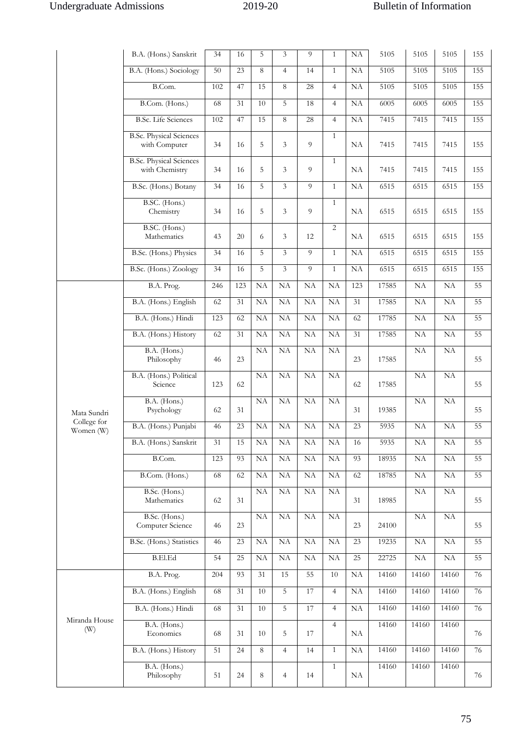| | | | | | | | | | | | | |
|---|---|---|---|---|---|---|---|---|---|---|---|---|
| | B.A. (Hons.) Sanskrit | 34 | 16 | 5 | 3 | 9 | 1 | NA | 5105 | 5105 | 5105 | 155 |
| | B.A. (Hons.) Sociology | 50 | 23 | 8 | 4 | 14 | 1 | NA | 5105 | 5105 | 5105 | 155 |
| | B.Com. | 102 | 47 | 15 | 8 | 28 | 4 | NA | 5105 | 5105 | 5105 | 155 |
| | B.Com. (Hons.) | 68 | 31 | 10 | 5 | 18 | 4 | NA | 6005 | 6005 | 6005 | 155 |
| | B.Sc. Life Sciences | 102 | 47 | 15 | 8 | 28 | 4 | NA | 7415 | 7415 | 7415 | 155 |
| | B.Sc. Physical Sciences with Computer | 34 | 16 | 5 | 3 | 9 | 1 | NA | 7415 | 7415 | 7415 | 155 |
| | B.Sc. Physical Sciences with Chemistry | 34 | 16 | 5 | 3 | 9 | 1 | NA | 7415 | 7415 | 7415 | 155 |
| | B.Sc. (Hons.) Botany | 34 | 16 | 5 | 3 | 9 | 1 | NA | 6515 | 6515 | 6515 | 155 |
| | B.SC. (Hons.) Chemistry | 34 | 16 | 5 | 3 | 9 | 1 | NA | 6515 | 6515 | 6515 | 155 |
| | B.SC. (Hons.) Mathematics | 43 | 20 | 6 | 3 | 12 | 2 | NA | 6515 | 6515 | 6515 | 155 |
| | B.Sc. (Hons.) Physics | 34 | 16 | 5 | 3 | 9 | 1 | NA | 6515 | 6515 | 6515 | 155 |
| | B.Sc. (Hons.) Zoology | 34 | 16 | 5 | 3 | 9 | 1 | NA | 6515 | 6515 | 6515 | 155 |
| Mata Sundri College for Women (W) | B.A. Prog. | 246 | 123 | NA | NA | NA | NA | 123 | 17585 | NA | NA | 55 |
| | B.A. (Hons.) English | 62 | 31 | NA | NA | NA | NA | 31 | 17585 | NA | NA | 55 |
| | B.A. (Hons.) Hindi | 123 | 62 | NA | NA | NA | NA | 62 | 17785 | NA | NA | 55 |
| | B.A. (Hons.) History | 62 | 31 | NA | NA | NA | NA | 31 | 17585 | NA | NA | 55 |
| | B.A. (Hons.) Philosophy | 46 | 23 | NA | NA | NA | NA | 23 | 17585 | NA | NA | 55 |
| | B.A. (Hons.) Political Science | 123 | 62 | NA | NA | NA | NA | 62 | 17585 | NA | NA | 55 |
| | B.A. (Hons.) Psychology | 62 | 31 | NA | NA | NA | NA | 31 | 19385 | NA | NA | 55 |
| | B.A. (Hons.) Punjabi | 46 | 23 | NA | NA | NA | NA | 23 | 5935 | NA | NA | 55 |
| | B.A. (Hons.) Sanskrit | 31 | 15 | NA | NA | NA | NA | 16 | 5935 | NA | NA | 55 |
| | B.Com. | 123 | 93 | NA | NA | NA | NA | 93 | 18935 | NA | NA | 55 |
| | B.Com. (Hons.) | 68 | 62 | NA | NA | NA | NA | 62 | 18785 | NA | NA | 55 |
| | B.Sc. (Hons.) Mathematics | 62 | 31 | NA | NA | NA | NA | 31 | 18985 | NA | NA | 55 |
| | B.Sc. (Hons.) Computer Science | 46 | 23 | NA | NA | NA | NA | 23 | 24100 | NA | NA | 55 |
| | B.Sc. (Hons.) Statistics | 46 | 23 | NA | NA | NA | NA | 23 | 19235 | NA | NA | 55 |
| | B.El.Ed | 54 | 25 | NA | NA | NA | NA | 25 | 22725 | NA | NA | 55 |
| Miranda House (W) | B.A. Prog. | 204 | 93 | 31 | 15 | 55 | 10 | NA | 14160 | 14160 | 14160 | 76 |
| | B.A. (Hons.) English | 68 | 31 | 10 | 5 | 17 | 4 | NA | 14160 | 14160 | 14160 | 76 |
| | B.A. (Hons.) Hindi | 68 | 31 | 10 | 5 | 17 | 4 | NA | 14160 | 14160 | 14160 | 76 |
| | B.A. (Hons.) Economics | 68 | 31 | 10 | 5 | 17 | 4 | NA | 14160 | 14160 | 14160 | 76 |
| | B.A. (Hons.) History | 51 | 24 | 8 | 4 | 14 | 1 | NA | 14160 | 14160 | 14160 | 76 |
| | B.A. (Hons.) Philosophy | 51 | 24 | 8 | 4 | 14 | 1 | NA | 14160 | 14160 | 14160 | 76 |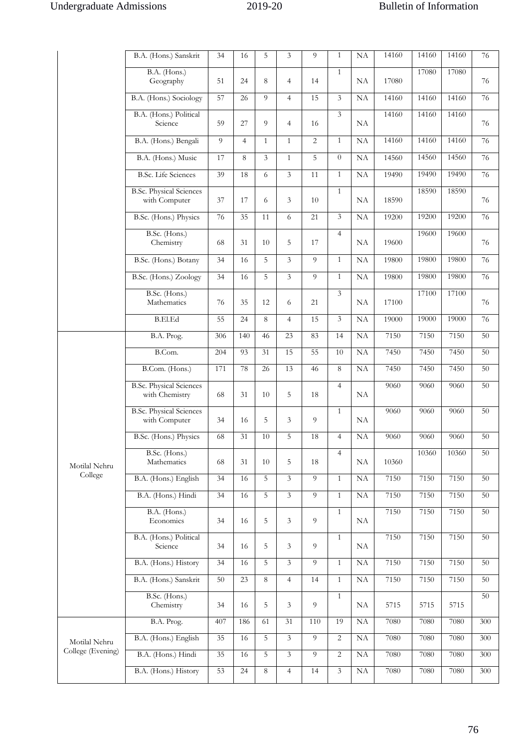| | | | | | | | | | | | | |
|---|---|---|---|---|---|---|---|---|---|---|---|---|
| | B.A. (Hons.) Sanskrit | 34 | 16 | 5 | 3 | 9 | 1 | NA | 14160 | 14160 | 14160 | 76 |
| | B.A. (Hons.) Geography | 51 | 24 | 8 | 4 | 14 | 1 | NA | 17080 | 17080 | 17080 | 76 |
| | B.A. (Hons.) Sociology | 57 | 26 | 9 | 4 | 15 | 3 | NA | 14160 | 14160 | 14160 | 76 |
| | B.A. (Hons.) Political Science | 59 | 27 | 9 | 4 | 16 | 3 | NA | 14160 | 14160 | 14160 | 76 |
| | B.A. (Hons.) Bengali | 9 | 4 | 1 | 1 | 2 | 1 | NA | 14160 | 14160 | 14160 | 76 |
| | B.A. (Hons.) Music | 17 | 8 | 3 | 1 | 5 | 0 | NA | 14560 | 14560 | 14560 | 76 |
| | B.Sc. Life Sciences | 39 | 18 | 6 | 3 | 11 | 1 | NA | 19490 | 19490 | 19490 | 76 |
| | B.Sc. Physical Sciences with Computer | 37 | 17 | 6 | 3 | 10 | 1 | NA | 18590 | 18590 | 18590 | 76 |
| | B.Sc. (Hons.) Physics | 76 | 35 | 11 | 6 | 21 | 3 | NA | 19200 | 19200 | 19200 | 76 |
| | B.Sc. (Hons.) Chemistry | 68 | 31 | 10 | 5 | 17 | 4 | NA | 19600 | 19600 | 19600 | 76 |
| | B.Sc. (Hons.) Botany | 34 | 16 | 5 | 3 | 9 | 1 | NA | 19800 | 19800 | 19800 | 76 |
| | B.Sc. (Hons.) Zoology | 34 | 16 | 5 | 3 | 9 | 1 | NA | 19800 | 19800 | 19800 | 76 |
| | B.Sc. (Hons.) Mathematics | 76 | 35 | 12 | 6 | 21 | 3 | NA | 17100 | 17100 | 17100 | 76 |
| | B.El.Ed | 55 | 24 | 8 | 4 | 15 | 3 | NA | 19000 | 19000 | 19000 | 76 |
| Motilal Nehru College | B.A. Prog. | 306 | 140 | 46 | 23 | 83 | 14 | NA | 7150 | 7150 | 7150 | 50 |
| | B.Com. | 204 | 93 | 31 | 15 | 55 | 10 | NA | 7450 | 7450 | 7450 | 50 |
| | B.Com. (Hons.) | 171 | 78 | 26 | 13 | 46 | 8 | NA | 7450 | 7450 | 7450 | 50 |
| | B.Sc. Physical Sciences with Chemistry | 68 | 31 | 10 | 5 | 18 | 4 | NA | 9060 | 9060 | 9060 | 50 |
| | B.Sc. Physical Sciences with Computer | 34 | 16 | 5 | 3 | 9 | 1 | NA | 9060 | 9060 | 9060 | 50 |
| | B.Sc. (Hons.) Physics | 68 | 31 | 10 | 5 | 18 | 4 | NA | 9060 | 9060 | 9060 | 50 |
| | B.Sc. (Hons.) Mathematics | 68 | 31 | 10 | 5 | 18 | 4 | NA | 10360 | 10360 | 10360 | 50 |
| | B.A. (Hons.) English | 34 | 16 | 5 | 3 | 9 | 1 | NA | 7150 | 7150 | 7150 | 50 |
| | B.A. (Hons.) Hindi | 34 | 16 | 5 | 3 | 9 | 1 | NA | 7150 | 7150 | 7150 | 50 |
| | B.A. (Hons.) Economics | 34 | 16 | 5 | 3 | 9 | 1 | NA | 7150 | 7150 | 7150 | 50 |
| | B.A. (Hons.) Political Science | 34 | 16 | 5 | 3 | 9 | 1 | NA | 7150 | 7150 | 7150 | 50 |
| | B.A. (Hons.) History | 34 | 16 | 5 | 3 | 9 | 1 | NA | 7150 | 7150 | 7150 | 50 |
| | B.A. (Hons.) Sanskrit | 50 | 23 | 8 | 4 | 14 | 1 | NA | 7150 | 7150 | 7150 | 50 |
| | B.Sc. (Hons.) Chemistry | 34 | 16 | 5 | 3 | 9 | 1 | NA | 5715 | 5715 | 5715 | 50 |
| Motilal Nehru College (Evening) | B.A. Prog. | 407 | 186 | 61 | 31 | 110 | 19 | NA | 7080 | 7080 | 7080 | 300 |
| | B.A. (Hons.) English | 35 | 16 | 5 | 3 | 9 | 2 | NA | 7080 | 7080 | 7080 | 300 |
| | B.A. (Hons.) Hindi | 35 | 16 | 5 | 3 | 9 | 2 | NA | 7080 | 7080 | 7080 | 300 |
| | B.A. (Hons.) History | 53 | 24 | 8 | 4 | 14 | 3 | NA | 7080 | 7080 | 7080 | 300 |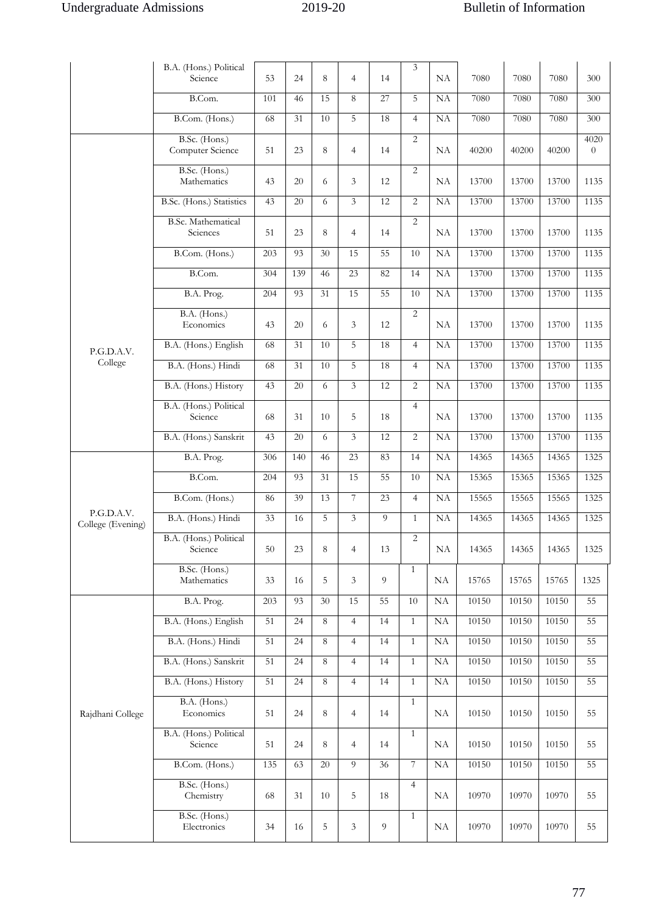| | | | | | | | | | | | | |
|---|---|---|---|---|---|---|---|---|---|---|---|---|
| | B.A. (Hons.) Political Science | 53 | 24 | 8 | 4 | 14 | 3 | NA | 7080 | 7080 | 7080 | 300 |
| | B.Com. | 101 | 46 | 15 | 8 | 27 | 5 | NA | 7080 | 7080 | 7080 | 300 |
| | B.Com. (Hons.) | 68 | 31 | 10 | 5 | 18 | 4 | NA | 7080 | 7080 | 7080 | 300 |
| P.G.D.A.V. College | B.Sc. (Hons.) Computer Science | 51 | 23 | 8 | 4 | 14 | 2 | NA | 40200 | 40200 | 40200 | 40200 |
| | B.Sc. (Hons.) Mathematics | 43 | 20 | 6 | 3 | 12 | 2 | NA | 13700 | 13700 | 13700 | 1135 |
| | B.Sc. (Hons.) Statistics | 43 | 20 | 6 | 3 | 12 | 2 | NA | 13700 | 13700 | 13700 | 1135 |
| | B.Sc. Mathematical Sciences | 51 | 23 | 8 | 4 | 14 | 2 | NA | 13700 | 13700 | 13700 | 1135 |
| | B.Com. (Hons.) | 203 | 93 | 30 | 15 | 55 | 10 | NA | 13700 | 13700 | 13700 | 1135 |
| | B.Com. | 304 | 139 | 46 | 23 | 82 | 14 | NA | 13700 | 13700 | 13700 | 1135 |
| | B.A. Prog. | 204 | 93 | 31 | 15 | 55 | 10 | NA | 13700 | 13700 | 13700 | 1135 |
| | B.A. (Hons.) Economics | 43 | 20 | 6 | 3 | 12 | 2 | NA | 13700 | 13700 | 13700 | 1135 |
| | B.A. (Hons.) English | 68 | 31 | 10 | 5 | 18 | 4 | NA | 13700 | 13700 | 13700 | 1135 |
| | B.A. (Hons.) Hindi | 68 | 31 | 10 | 5 | 18 | 4 | NA | 13700 | 13700 | 13700 | 1135 |
| | B.A. (Hons.) History | 43 | 20 | 6 | 3 | 12 | 2 | NA | 13700 | 13700 | 13700 | 1135 |
| | B.A. (Hons.) Political Science | 68 | 31 | 10 | 5 | 18 | 4 | NA | 13700 | 13700 | 13700 | 1135 |
| | B.A. (Hons.) Sanskrit | 43 | 20 | 6 | 3 | 12 | 2 | NA | 13700 | 13700 | 13700 | 1135 |
| P.G.D.A.V. College (Evening) | B.A. Prog. | 306 | 140 | 46 | 23 | 83 | 14 | NA | 14365 | 14365 | 14365 | 1325 |
| | B.Com. | 204 | 93 | 31 | 15 | 55 | 10 | NA | 15365 | 15365 | 15365 | 1325 |
| | B.Com. (Hons.) | 86 | 39 | 13 | 7 | 23 | 4 | NA | 15565 | 15565 | 15565 | 1325 |
| | B.A. (Hons.) Hindi | 33 | 16 | 5 | 3 | 9 | 1 | NA | 14365 | 14365 | 14365 | 1325 |
| | B.A. (Hons.) Political Science | 50 | 23 | 8 | 4 | 13 | 2 | NA | 14365 | 14365 | 14365 | 1325 |
| | B.Sc. (Hons.) Mathematics | 33 | 16 | 5 | 3 | 9 | 1 | NA | 15765 | 15765 | 15765 | 1325 |
| Rajdhani College | B.A. Prog. | 203 | 93 | 30 | 15 | 55 | 10 | NA | 10150 | 10150 | 10150 | 55 |
| | B.A. (Hons.) English | 51 | 24 | 8 | 4 | 14 | 1 | NA | 10150 | 10150 | 10150 | 55 |
| | B.A. (Hons.) Hindi | 51 | 24 | 8 | 4 | 14 | 1 | NA | 10150 | 10150 | 10150 | 55 |
| | B.A. (Hons.) Sanskrit | 51 | 24 | 8 | 4 | 14 | 1 | NA | 10150 | 10150 | 10150 | 55 |
| | B.A. (Hons.) History | 51 | 24 | 8 | 4 | 14 | 1 | NA | 10150 | 10150 | 10150 | 55 |
| | B.A. (Hons.) Economics | 51 | 24 | 8 | 4 | 14 | 1 | NA | 10150 | 10150 | 10150 | 55 |
| | B.A. (Hons.) Political Science | 51 | 24 | 8 | 4 | 14 | 1 | NA | 10150 | 10150 | 10150 | 55 |
| | B.Com. (Hons.) | 135 | 63 | 20 | 9 | 36 | 7 | NA | 10150 | 10150 | 10150 | 55 |
| | B.Sc. (Hons.) Chemistry | 68 | 31 | 10 | 5 | 18 | 4 | NA | 10970 | 10970 | 10970 | 55 |
| | B.Sc. (Hons.) Electronics | 34 | 16 | 5 | 3 | 9 | 1 | NA | 10970 | 10970 | 10970 | 55 |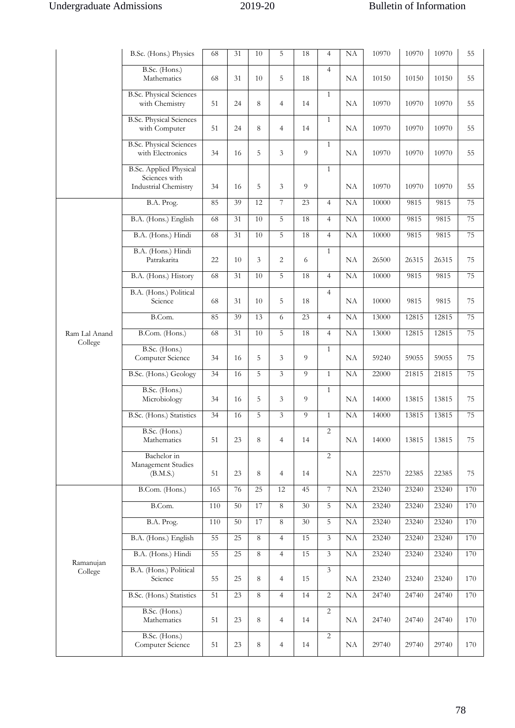|  |  |  |  |  |  |  |  |  |  |  |  |  |
|---|---|---|---|---|---|---|---|---|---|---|---|---|
|  | B.Sc. (Hons.) Physics | 68 | 31 | 10 | 5 | 18 | 4 | NA | 10970 | 10970 | 10970 | 55 |
|  | B.Sc. (Hons.) Mathematics | 68 | 31 | 10 | 5 | 18 | 4 | NA | 10150 | 10150 | 10150 | 55 |
|  | B.Sc. Physical Sciences with Chemistry | 51 | 24 | 8 | 4 | 14 | 1 | NA | 10970 | 10970 | 10970 | 55 |
|  | B.Sc. Physical Sciences with Computer | 51 | 24 | 8 | 4 | 14 | 1 | NA | 10970 | 10970 | 10970 | 55 |
|  | B.Sc. Physical Sciences with Electronics | 34 | 16 | 5 | 3 | 9 | 1 | NA | 10970 | 10970 | 10970 | 55 |
|  | B.Sc. Applied Physical Sciences with Industrial Chemistry | 34 | 16 | 5 | 3 | 9 | 1 | NA | 10970 | 10970 | 10970 | 55 |
| Ram Lal Anand College | B.A. Prog. | 85 | 39 | 12 | 7 | 23 | 4 | NA | 10000 | 9815 | 9815 | 75 |
|  | B.A. (Hons.) English | 68 | 31 | 10 | 5 | 18 | 4 | NA | 10000 | 9815 | 9815 | 75 |
|  | B.A. (Hons.) Hindi | 68 | 31 | 10 | 5 | 18 | 4 | NA | 10000 | 9815 | 9815 | 75 |
|  | B.A. (Hons.) Hindi Patrakarita | 22 | 10 | 3 | 2 | 6 | 1 | NA | 26500 | 26315 | 26315 | 75 |
|  | B.A. (Hons.) History | 68 | 31 | 10 | 5 | 18 | 4 | NA | 10000 | 9815 | 9815 | 75 |
|  | B.A. (Hons.) Political Science | 68 | 31 | 10 | 5 | 18 | 4 | NA | 10000 | 9815 | 9815 | 75 |
|  | B.Com. | 85 | 39 | 13 | 6 | 23 | 4 | NA | 13000 | 12815 | 12815 | 75 |
|  | B.Com. (Hons.) | 68 | 31 | 10 | 5 | 18 | 4 | NA | 13000 | 12815 | 12815 | 75 |
|  | B.Sc. (Hons.) Computer Science | 34 | 16 | 5 | 3 | 9 | 1 | NA | 59240 | 59055 | 59055 | 75 |
|  | B.Sc. (Hons.) Geology | 34 | 16 | 5 | 3 | 9 | 1 | NA | 22000 | 21815 | 21815 | 75 |
|  | B.Sc. (Hons.) Microbiology | 34 | 16 | 5 | 3 | 9 | 1 | NA | 14000 | 13815 | 13815 | 75 |
|  | B.Sc. (Hons.) Statistics | 34 | 16 | 5 | 3 | 9 | 1 | NA | 14000 | 13815 | 13815 | 75 |
|  | B.Sc. (Hons.) Mathematics | 51 | 23 | 8 | 4 | 14 | 2 | NA | 14000 | 13815 | 13815 | 75 |
|  | Bachelor in Management Studies (B.M.S.) | 51 | 23 | 8 | 4 | 14 | 2 | NA | 22570 | 22385 | 22385 | 75 |
| Ramanujan College | B.Com. (Hons.) | 165 | 76 | 25 | 12 | 45 | 7 | NA | 23240 | 23240 | 23240 | 170 |
|  | B.Com. | 110 | 50 | 17 | 8 | 30 | 5 | NA | 23240 | 23240 | 23240 | 170 |
|  | B.A. Prog. | 110 | 50 | 17 | 8 | 30 | 5 | NA | 23240 | 23240 | 23240 | 170 |
|  | B.A. (Hons.) English | 55 | 25 | 8 | 4 | 15 | 3 | NA | 23240 | 23240 | 23240 | 170 |
|  | B.A. (Hons.) Hindi | 55 | 25 | 8 | 4 | 15 | 3 | NA | 23240 | 23240 | 23240 | 170 |
|  | B.A. (Hons.) Political Science | 55 | 25 | 8 | 4 | 15 | 3 | NA | 23240 | 23240 | 23240 | 170 |
|  | B.Sc. (Hons.) Statistics | 51 | 23 | 8 | 4 | 14 | 2 | NA | 24740 | 24740 | 24740 | 170 |
|  | B.Sc. (Hons.) Mathematics | 51 | 23 | 8 | 4 | 14 | 2 | NA | 24740 | 24740 | 24740 | 170 |
|  | B.Sc. (Hons.) Computer Science | 51 | 23 | 8 | 4 | 14 | 2 | NA | 29740 | 29740 | 29740 | 170 |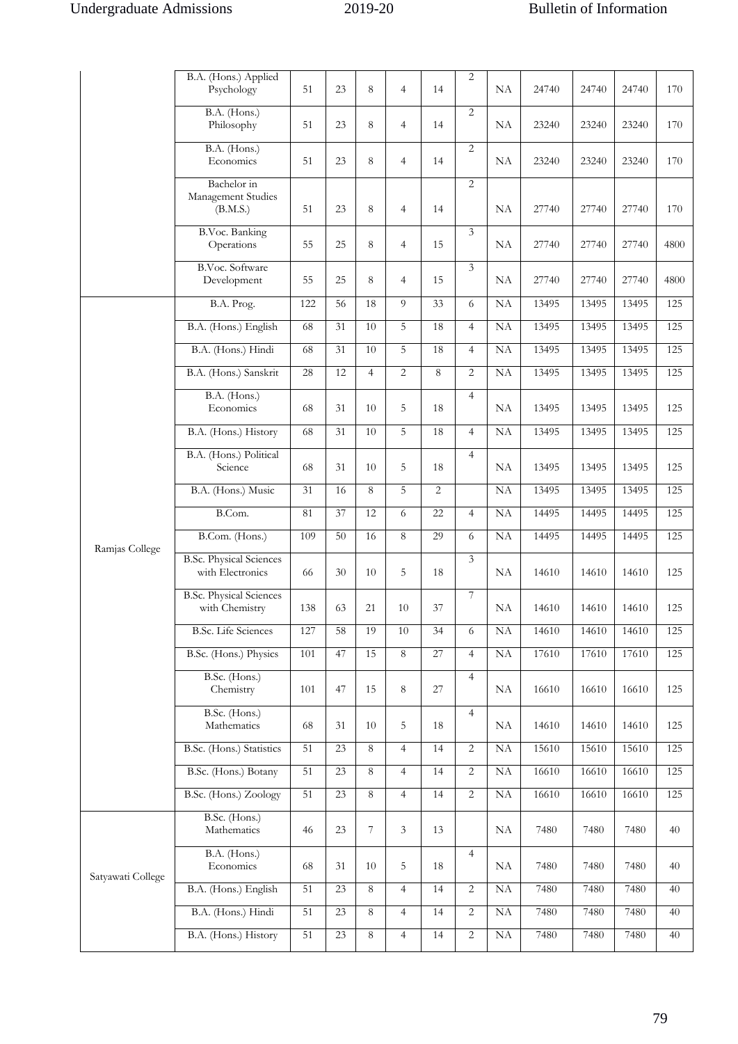| | | | | | | | | | | | | |
|---|---|---|---|---|---|---|---|---|---|---|---|---|
| | B.A. (Hons.) Applied Psychology | 51 | 23 | 8 | 4 | 14 | 2 | NA | 24740 | 24740 | 24740 | 170 |
| | B.A. (Hons.) Philosophy | 51 | 23 | 8 | 4 | 14 | 2 | NA | 23240 | 23240 | 23240 | 170 |
| | B.A. (Hons.) Economics | 51 | 23 | 8 | 4 | 14 | 2 | NA | 23240 | 23240 | 23240 | 170 |
| | Bachelor in Management Studies (B.M.S.) | 51 | 23 | 8 | 4 | 14 | 2 | NA | 27740 | 27740 | 27740 | 170 |
| | B.Voc. Banking Operations | 55 | 25 | 8 | 4 | 15 | 3 | NA | 27740 | 27740 | 27740 | 4800 |
| | B.Voc. Software Development | 55 | 25 | 8 | 4 | 15 | 3 | NA | 27740 | 27740 | 27740 | 4800 |
| Ramjas College | B.A. Prog. | 122 | 56 | 18 | 9 | 33 | 6 | NA | 13495 | 13495 | 13495 | 125 |
| | B.A. (Hons.) English | 68 | 31 | 10 | 5 | 18 | 4 | NA | 13495 | 13495 | 13495 | 125 |
| | B.A. (Hons.) Hindi | 68 | 31 | 10 | 5 | 18 | 4 | NA | 13495 | 13495 | 13495 | 125 |
| | B.A. (Hons.) Sanskrit | 28 | 12 | 4 | 2 | 8 | 2 | NA | 13495 | 13495 | 13495 | 125 |
| | B.A. (Hons.) Economics | 68 | 31 | 10 | 5 | 18 | 4 | NA | 13495 | 13495 | 13495 | 125 |
| | B.A. (Hons.) History | 68 | 31 | 10 | 5 | 18 | 4 | NA | 13495 | 13495 | 13495 | 125 |
| | B.A. (Hons.) Political Science | 68 | 31 | 10 | 5 | 18 | 4 | NA | 13495 | 13495 | 13495 | 125 |
| | B.A. (Hons.) Music | 31 | 16 | 8 | 5 | 2 | | NA | 13495 | 13495 | 13495 | 125 |
| | B.Com. | 81 | 37 | 12 | 6 | 22 | 4 | NA | 14495 | 14495 | 14495 | 125 |
| | B.Com. (Hons.) | 109 | 50 | 16 | 8 | 29 | 6 | NA | 14495 | 14495 | 14495 | 125 |
| | B.Sc. Physical Sciences with Electronics | 66 | 30 | 10 | 5 | 18 | 3 | NA | 14610 | 14610 | 14610 | 125 |
| | B.Sc. Physical Sciences with Chemistry | 138 | 63 | 21 | 10 | 37 | 7 | NA | 14610 | 14610 | 14610 | 125 |
| | B.Sc. Life Sciences | 127 | 58 | 19 | 10 | 34 | 6 | NA | 14610 | 14610 | 14610 | 125 |
| | B.Sc. (Hons.) Physics | 101 | 47 | 15 | 8 | 27 | 4 | NA | 17610 | 17610 | 17610 | 125 |
| | B.Sc. (Hons.) Chemistry | 101 | 47 | 15 | 8 | 27 | 4 | NA | 16610 | 16610 | 16610 | 125 |
| | B.Sc. (Hons.) Mathematics | 68 | 31 | 10 | 5 | 18 | 4 | NA | 14610 | 14610 | 14610 | 125 |
| | B.Sc. (Hons.) Statistics | 51 | 23 | 8 | 4 | 14 | 2 | NA | 15610 | 15610 | 15610 | 125 |
| | B.Sc. (Hons.) Botany | 51 | 23 | 8 | 4 | 14 | 2 | NA | 16610 | 16610 | 16610 | 125 |
| | B.Sc. (Hons.) Zoology | 51 | 23 | 8 | 4 | 14 | 2 | NA | 16610 | 16610 | 16610 | 125 |
| Satyawati College | B.Sc. (Hons.) Mathematics | 46 | 23 | 7 | 3 | 13 | | NA | 7480 | 7480 | 7480 | 40 |
| | B.A. (Hons.) Economics | 68 | 31 | 10 | 5 | 18 | 4 | NA | 7480 | 7480 | 7480 | 40 |
| | B.A. (Hons.) English | 51 | 23 | 8 | 4 | 14 | 2 | NA | 7480 | 7480 | 7480 | 40 |
| | B.A. (Hons.) Hindi | 51 | 23 | 8 | 4 | 14 | 2 | NA | 7480 | 7480 | 7480 | 40 |
| | B.A. (Hons.) History | 51 | 23 | 8 | 4 | 14 | 2 | NA | 7480 | 7480 | 7480 | 40 |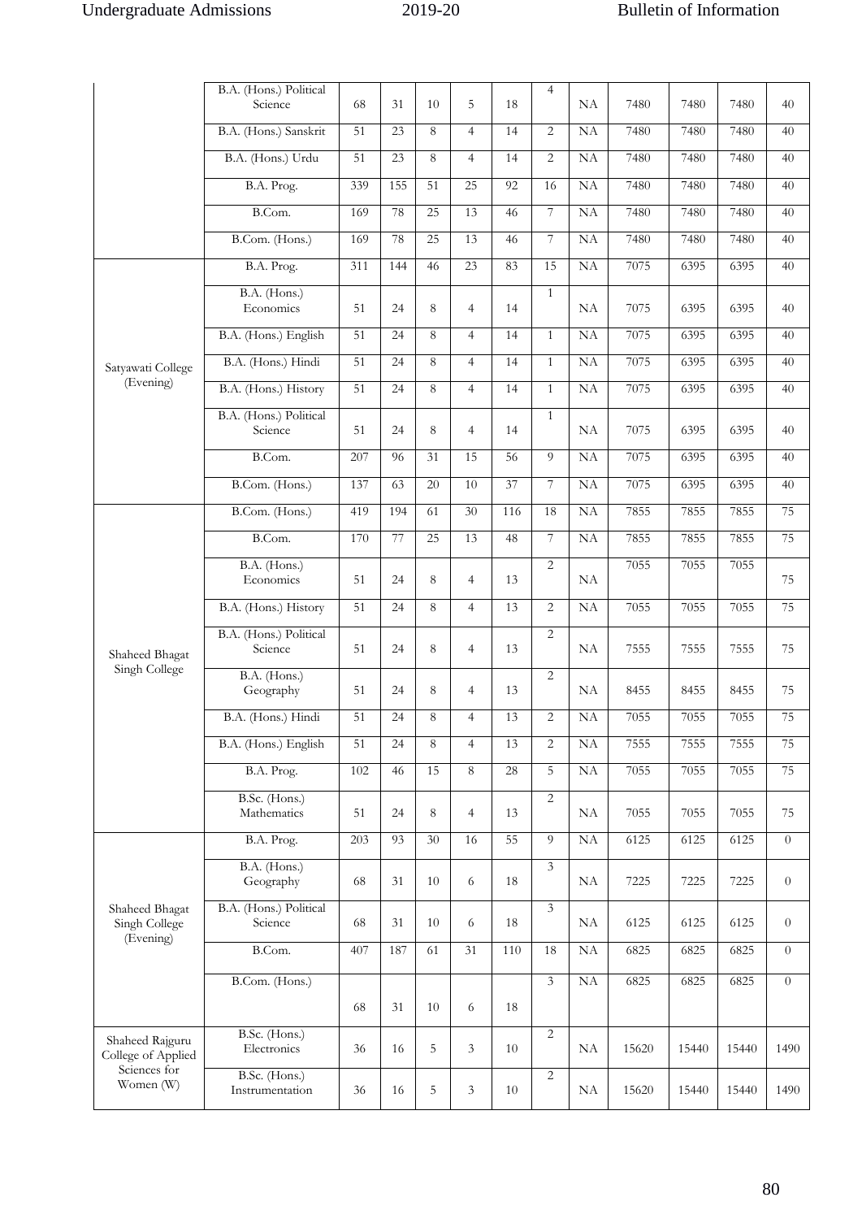| | | | | | | | | | | | | |
|---|---|---|---|---|---|---|---|---|---|---|---|---|
| | B.A. (Hons.) Political Science | 68 | 31 | 10 | 5 | 18 | 4 | NA | 7480 | 7480 | 7480 | 40 |
| | B.A. (Hons.) Sanskrit | 51 | 23 | 8 | 4 | 14 | 2 | NA | 7480 | 7480 | 7480 | 40 |
| | B.A. (Hons.) Urdu | 51 | 23 | 8 | 4 | 14 | 2 | NA | 7480 | 7480 | 7480 | 40 |
| | B.A. Prog. | 339 | 155 | 51 | 25 | 92 | 16 | NA | 7480 | 7480 | 7480 | 40 |
| | B.Com. | 169 | 78 | 25 | 13 | 46 | 7 | NA | 7480 | 7480 | 7480 | 40 |
| | B.Com. (Hons.) | 169 | 78 | 25 | 13 | 46 | 7 | NA | 7480 | 7480 | 7480 | 40 |
| Satyawati College (Evening) | B.A. Prog. | 311 | 144 | 46 | 23 | 83 | 15 | NA | 7075 | 6395 | 6395 | 40 |
| | B.A. (Hons.) Economics | 51 | 24 | 8 | 4 | 14 | 1 | NA | 7075 | 6395 | 6395 | 40 |
| | B.A. (Hons.) English | 51 | 24 | 8 | 4 | 14 | 1 | NA | 7075 | 6395 | 6395 | 40 |
| | B.A. (Hons.) Hindi | 51 | 24 | 8 | 4 | 14 | 1 | NA | 7075 | 6395 | 6395 | 40 |
| | B.A. (Hons.) History | 51 | 24 | 8 | 4 | 14 | 1 | NA | 7075 | 6395 | 6395 | 40 |
| | B.A. (Hons.) Political Science | 51 | 24 | 8 | 4 | 14 | 1 | NA | 7075 | 6395 | 6395 | 40 |
| | B.Com. | 207 | 96 | 31 | 15 | 56 | 9 | NA | 7075 | 6395 | 6395 | 40 |
| | B.Com. (Hons.) | 137 | 63 | 20 | 10 | 37 | 7 | NA | 7075 | 6395 | 6395 | 40 |
| Shaheed Bhagat Singh College | B.Com. (Hons.) | 419 | 194 | 61 | 30 | 116 | 18 | NA | 7855 | 7855 | 7855 | 75 |
| | B.Com. | 170 | 77 | 25 | 13 | 48 | 7 | NA | 7855 | 7855 | 7855 | 75 |
| | B.A. (Hons.) Economics | 51 | 24 | 8 | 4 | 13 | 2 | NA | 7055 | 7055 | 7055 | 75 |
| | B.A. (Hons.) History | 51 | 24 | 8 | 4 | 13 | 2 | NA | 7055 | 7055 | 7055 | 75 |
| | B.A. (Hons.) Political Science | 51 | 24 | 8 | 4 | 13 | 2 | NA | 7555 | 7555 | 7555 | 75 |
| | B.A. (Hons.) Geography | 51 | 24 | 8 | 4 | 13 | 2 | NA | 8455 | 8455 | 8455 | 75 |
| | B.A. (Hons.) Hindi | 51 | 24 | 8 | 4 | 13 | 2 | NA | 7055 | 7055 | 7055 | 75 |
| | B.A. (Hons.) English | 51 | 24 | 8 | 4 | 13 | 2 | NA | 7555 | 7555 | 7555 | 75 |
| | B.A. Prog. | 102 | 46 | 15 | 8 | 28 | 5 | NA | 7055 | 7055 | 7055 | 75 |
| | B.Sc. (Hons.) Mathematics | 51 | 24 | 8 | 4 | 13 | 2 | NA | 7055 | 7055 | 7055 | 75 |
| Shaheed Bhagat Singh College (Evening) | B.A. Prog. | 203 | 93 | 30 | 16 | 55 | 9 | NA | 6125 | 6125 | 6125 | 0 |
| | B.A. (Hons.) Geography | 68 | 31 | 10 | 6 | 18 | 3 | NA | 7225 | 7225 | 7225 | 0 |
| | B.A. (Hons.) Political Science | 68 | 31 | 10 | 6 | 18 | 3 | NA | 6125 | 6125 | 6125 | 0 |
| | B.Com. | 407 | 187 | 61 | 31 | 110 | 18 | NA | 6825 | 6825 | 6825 | 0 |
| | B.Com. (Hons.) | 68 | 31 | 10 | 6 | 18 | 3 | NA | 6825 | 6825 | 6825 | 0 |
| Shaheed Rajguru College of Applied Sciences for Women (W) | B.Sc. (Hons.) Electronics | 36 | 16 | 5 | 3 | 10 | 2 | NA | 15620 | 15440 | 15440 | 1490 |
| | B.Sc. (Hons.) Instrumentation | 36 | 16 | 5 | 3 | 10 | 2 | NA | 15620 | 15440 | 15440 | 1490 |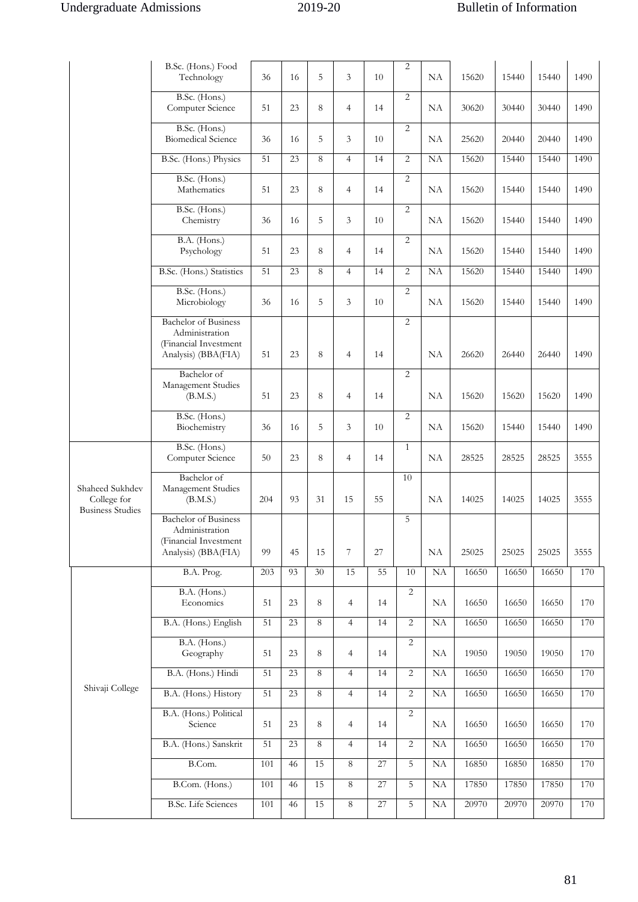| | B.Sc. (Hons.) Food Technology | 36 | 16 | 5 | 3 | 10 | 2 | NA | 15620 | 15440 | 15440 | 1490 |
|---|---|---|---|---|---|---|---|---|---|---|---|---|
| | B.Sc. (Hons.) Computer Science | 51 | 23 | 8 | 4 | 14 | 2 | NA | 30620 | 30440 | 30440 | 1490 |
| | B.Sc. (Hons.) Biomedical Science | 36 | 16 | 5 | 3 | 10 | 2 | NA | 25620 | 20440 | 20440 | 1490 |
| | B.Sc. (Hons.) Physics | 51 | 23 | 8 | 4 | 14 | 2 | NA | 15620 | 15440 | 15440 | 1490 |
| | B.Sc. (Hons.) Mathematics | 51 | 23 | 8 | 4 | 14 | 2 | NA | 15620 | 15440 | 15440 | 1490 |
| | B.Sc. (Hons.) Chemistry | 36 | 16 | 5 | 3 | 10 | 2 | NA | 15620 | 15440 | 15440 | 1490 |
| | B.A. (Hons.) Psychology | 51 | 23 | 8 | 4 | 14 | 2 | NA | 15620 | 15440 | 15440 | 1490 |
| | B.Sc. (Hons.) Statistics | 51 | 23 | 8 | 4 | 14 | 2 | NA | 15620 | 15440 | 15440 | 1490 |
| | B.Sc. (Hons.) Microbiology | 36 | 16 | 5 | 3 | 10 | 2 | NA | 15620 | 15440 | 15440 | 1490 |
| | Bachelor of Business Administration (Financial Investment Analysis) (BBA(FIA) | 51 | 23 | 8 | 4 | 14 | 2 | NA | 26620 | 26440 | 26440 | 1490 |
| | Bachelor of Management Studies (B.M.S.) | 51 | 23 | 8 | 4 | 14 | 2 | NA | 15620 | 15620 | 15620 | 1490 |
| | B.Sc. (Hons.) Biochemistry | 36 | 16 | 5 | 3 | 10 | 2 | NA | 15620 | 15440 | 15440 | 1490 |
| Shaheed Sukhdev College for Business Studies | B.Sc. (Hons.) Computer Science | 50 | 23 | 8 | 4 | 14 | 1 | NA | 28525 | 28525 | 28525 | 3555 |
| | Bachelor of Management Studies (B.M.S.) | 204 | 93 | 31 | 15 | 55 | 10 | NA | 14025 | 14025 | 14025 | 3555 |
| | Bachelor of Business Administration (Financial Investment Analysis) (BBA(FIA) | 99 | 45 | 15 | 7 | 27 | 5 | NA | 25025 | 25025 | 25025 | 3555 |
| Shivaji College | B.A. Prog. | 203 | 93 | 30 | 15 | 55 | 10 | NA | 16650 | 16650 | 16650 | 170 |
| | B.A. (Hons.) Economics | 51 | 23 | 8 | 4 | 14 | 2 | NA | 16650 | 16650 | 16650 | 170 |
| | B.A. (Hons.) English | 51 | 23 | 8 | 4 | 14 | 2 | NA | 16650 | 16650 | 16650 | 170 |
| | B.A. (Hons.) Geography | 51 | 23 | 8 | 4 | 14 | 2 | NA | 19050 | 19050 | 19050 | 170 |
| | B.A. (Hons.) Hindi | 51 | 23 | 8 | 4 | 14 | 2 | NA | 16650 | 16650 | 16650 | 170 |
| | B.A. (Hons.) History | 51 | 23 | 8 | 4 | 14 | 2 | NA | 16650 | 16650 | 16650 | 170 |
| | B.A. (Hons.) Political Science | 51 | 23 | 8 | 4 | 14 | 2 | NA | 16650 | 16650 | 16650 | 170 |
| | B.A. (Hons.) Sanskrit | 51 | 23 | 8 | 4 | 14 | 2 | NA | 16650 | 16650 | 16650 | 170 |
| | B.Com. | 101 | 46 | 15 | 8 | 27 | 5 | NA | 16850 | 16850 | 16850 | 170 |
| | B.Com. (Hons.) | 101 | 46 | 15 | 8 | 27 | 5 | NA | 17850 | 17850 | 17850 | 170 |
| | B.Sc. Life Sciences | 101 | 46 | 15 | 8 | 27 | 5 | NA | 20970 | 20970 | 20970 | 170 |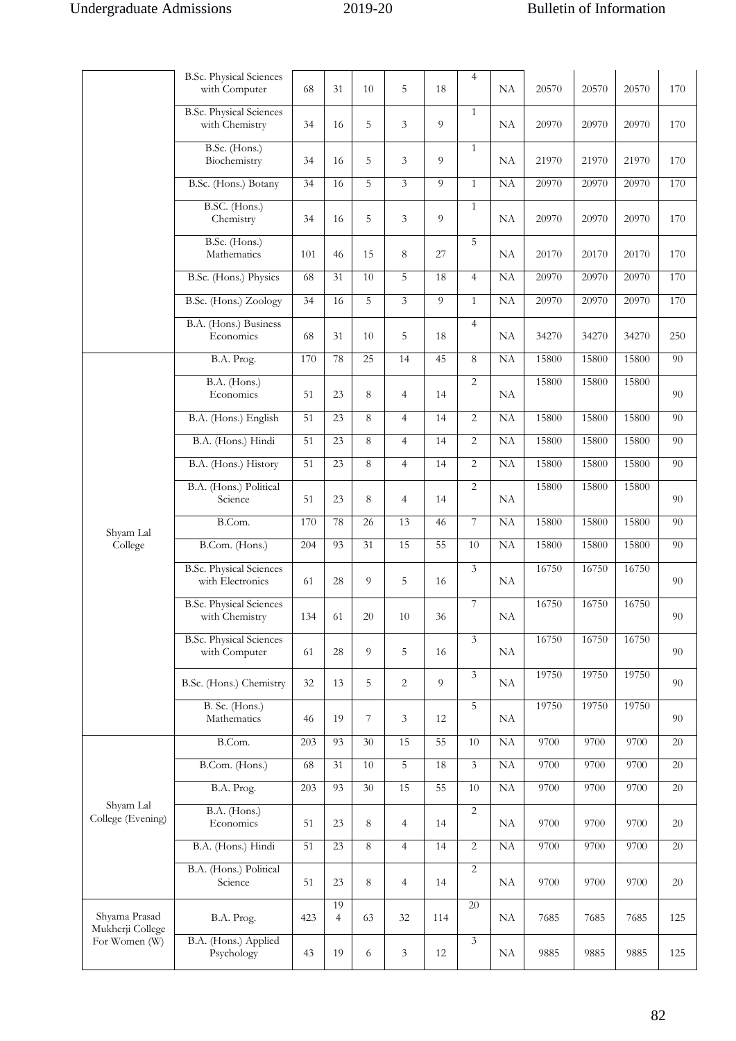| | | | | | | | | | | | | |
|---|---|---|---|---|---|---|---|---|---|---|---|---|
| | B.Sc. Physical Sciences with Computer | 68 | 31 | 10 | 5 | 18 | 4 | NA | 20570 | 20570 | 20570 | 170 |
| | B.Sc. Physical Sciences with Chemistry | 34 | 16 | 5 | 3 | 9 | 1 | NA | 20970 | 20970 | 20970 | 170 |
| | B.Sc. (Hons.) Biochemistry | 34 | 16 | 5 | 3 | 9 | 1 | NA | 21970 | 21970 | 21970 | 170 |
| | B.Sc. (Hons.) Botany | 34 | 16 | 5 | 3 | 9 | 1 | NA | 20970 | 20970 | 20970 | 170 |
| | B.SC. (Hons.) Chemistry | 34 | 16 | 5 | 3 | 9 | 1 | NA | 20970 | 20970 | 20970 | 170 |
| | B.Sc. (Hons.) Mathematics | 101 | 46 | 15 | 8 | 27 | 5 | NA | 20170 | 20170 | 20170 | 170 |
| | B.Sc. (Hons.) Physics | 68 | 31 | 10 | 5 | 18 | 4 | NA | 20970 | 20970 | 20970 | 170 |
| | B.Sc. (Hons.) Zoology | 34 | 16 | 5 | 3 | 9 | 1 | NA | 20970 | 20970 | 20970 | 170 |
| | B.A. (Hons.) Business Economics | 68 | 31 | 10 | 5 | 18 | 4 | NA | 34270 | 34270 | 34270 | 250 |
| Shyam Lal College | B.A. Prog. | 170 | 78 | 25 | 14 | 45 | 8 | NA | 15800 | 15800 | 15800 | 90 |
| | B.A. (Hons.) Economics | 51 | 23 | 8 | 4 | 14 | 2 | NA | 15800 | 15800 | 15800 | 90 |
| | B.A. (Hons.) English | 51 | 23 | 8 | 4 | 14 | 2 | NA | 15800 | 15800 | 15800 | 90 |
| | B.A. (Hons.) Hindi | 51 | 23 | 8 | 4 | 14 | 2 | NA | 15800 | 15800 | 15800 | 90 |
| | B.A. (Hons.) History | 51 | 23 | 8 | 4 | 14 | 2 | NA | 15800 | 15800 | 15800 | 90 |
| | B.A. (Hons.) Political Science | 51 | 23 | 8 | 4 | 14 | 2 | NA | 15800 | 15800 | 15800 | 90 |
| | B.Com. | 170 | 78 | 26 | 13 | 46 | 7 | NA | 15800 | 15800 | 15800 | 90 |
| | B.Com. (Hons.) | 204 | 93 | 31 | 15 | 55 | 10 | NA | 15800 | 15800 | 15800 | 90 |
| | B.Sc. Physical Sciences with Electronics | 61 | 28 | 9 | 5 | 16 | 3 | NA | 16750 | 16750 | 16750 | 90 |
| | B.Sc. Physical Sciences with Chemistry | 134 | 61 | 20 | 10 | 36 | 7 | NA | 16750 | 16750 | 16750 | 90 |
| | B.Sc. Physical Sciences with Computer | 61 | 28 | 9 | 5 | 16 | 3 | NA | 16750 | 16750 | 16750 | 90 |
| | B.Sc. (Hons.) Chemistry | 32 | 13 | 5 | 2 | 9 | 3 | NA | 19750 | 19750 | 19750 | 90 |
| | B. Sc. (Hons.) Mathematics | 46 | 19 | 7 | 3 | 12 | 5 | NA | 19750 | 19750 | 19750 | 90 |
| Shyam Lal College (Evening) | B.Com. | 203 | 93 | 30 | 15 | 55 | 10 | NA | 9700 | 9700 | 9700 | 20 |
| | B.Com. (Hons.) | 68 | 31 | 10 | 5 | 18 | 3 | NA | 9700 | 9700 | 9700 | 20 |
| | B.A. Prog. | 203 | 93 | 30 | 15 | 55 | 10 | NA | 9700 | 9700 | 9700 | 20 |
| | B.A. (Hons.) Economics | 51 | 23 | 8 | 4 | 14 | 2 | NA | 9700 | 9700 | 9700 | 20 |
| | B.A. (Hons.) Hindi | 51 | 23 | 8 | 4 | 14 | 2 | NA | 9700 | 9700 | 9700 | 20 |
| | B.A. (Hons.) Political Science | 51 | 23 | 8 | 4 | 14 | 2 | NA | 9700 | 9700 | 9700 | 20 |
| Shyama Prasad Mukherji College For Women (W) | B.A. Prog. | 423 | 194 | 63 | 32 | 114 | 20 | NA | 7685 | 7685 | 7685 | 125 |
| | B.A. (Hons.) Applied Psychology | 43 | 19 | 6 | 3 | 12 | 3 | NA | 9885 | 9885 | 9885 | 125 |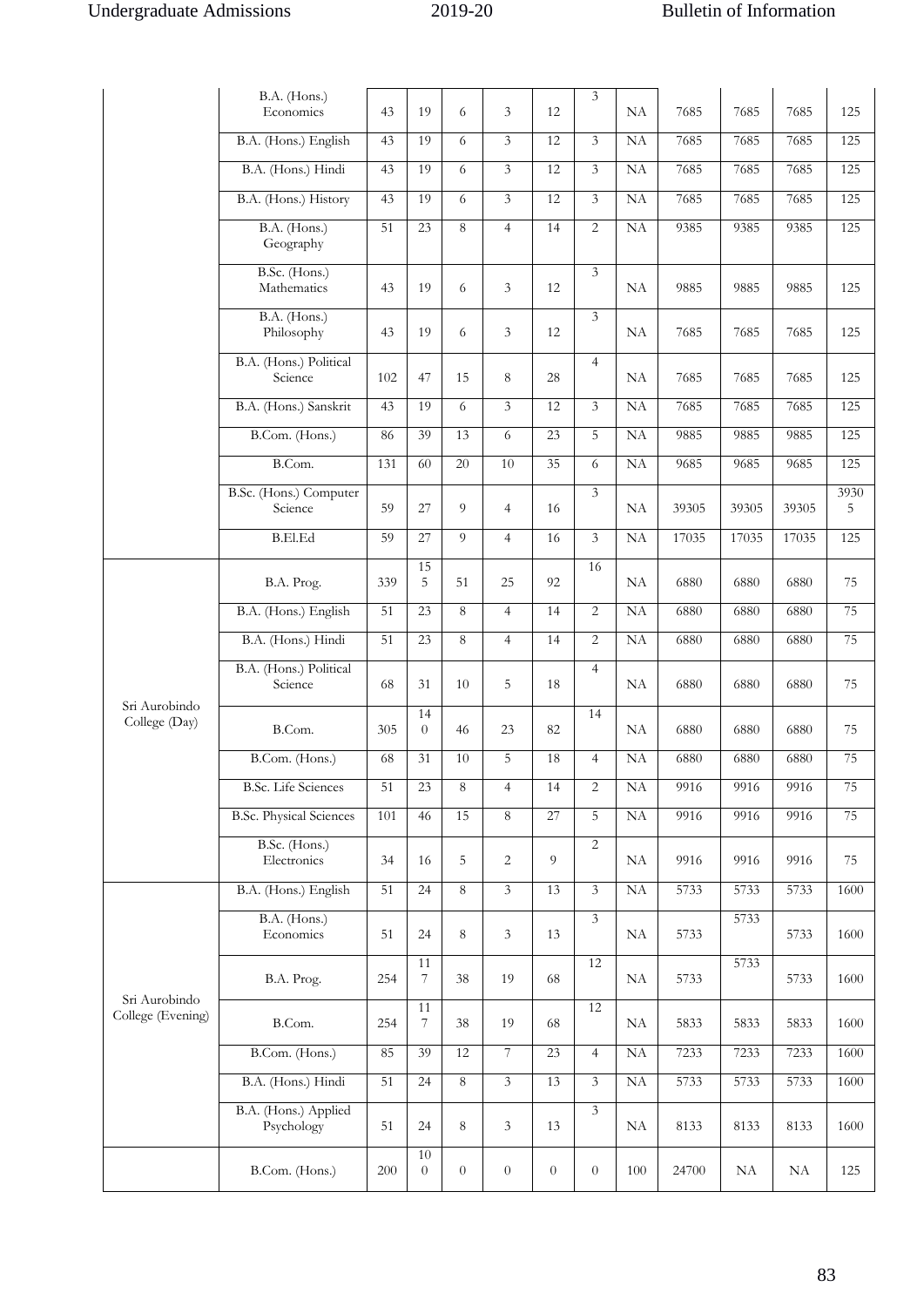| | | | | | | | | | | | | |
|---|---|---|---|---|---|---|---|---|---|---|---|---|
| | B.A. (Hons.) Economics | 43 | 19 | 6 | 3 | 12 | 3 | NA | 7685 | 7685 | 7685 | 125 |
| | B.A. (Hons.) English | 43 | 19 | 6 | 3 | 12 | 3 | NA | 7685 | 7685 | 7685 | 125 |
| | B.A. (Hons.) Hindi | 43 | 19 | 6 | 3 | 12 | 3 | NA | 7685 | 7685 | 7685 | 125 |
| | B.A. (Hons.) History | 43 | 19 | 6 | 3 | 12 | 3 | NA | 7685 | 7685 | 7685 | 125 |
| | B.A. (Hons.) Geography | 51 | 23 | 8 | 4 | 14 | 2 | NA | 9385 | 9385 | 9385 | 125 |
| | B.Sc. (Hons.) Mathematics | 43 | 19 | 6 | 3 | 12 | 3 | NA | 9885 | 9885 | 9885 | 125 |
| | B.A. (Hons.) Philosophy | 43 | 19 | 6 | 3 | 12 | 3 | NA | 7685 | 7685 | 7685 | 125 |
| | B.A. (Hons.) Political Science | 102 | 47 | 15 | 8 | 28 | 4 | NA | 7685 | 7685 | 7685 | 125 |
| | B.A. (Hons.) Sanskrit | 43 | 19 | 6 | 3 | 12 | 3 | NA | 7685 | 7685 | 7685 | 125 |
| | B.Com. (Hons.) | 86 | 39 | 13 | 6 | 23 | 5 | NA | 9885 | 9885 | 9885 | 125 |
| | B.Com. | 131 | 60 | 20 | 10 | 35 | 6 | NA | 9685 | 9685 | 9685 | 125 |
| | B.Sc. (Hons.) Computer Science | 59 | 27 | 9 | 4 | 16 | 3 | NA | 39305 | 39305 | 39305 | 39305 |
| | B.El.Ed | 59 | 27 | 9 | 4 | 16 | 3 | NA | 17035 | 17035 | 17035 | 125 |
| Sri Aurobindo College (Day) | B.A. Prog. | 339 | 155 | 51 | 25 | 92 | 16 | NA | 6880 | 6880 | 6880 | 75 |
| | B.A. (Hons.) English | 51 | 23 | 8 | 4 | 14 | 2 | NA | 6880 | 6880 | 6880 | 75 |
| | B.A. (Hons.) Hindi | 51 | 23 | 8 | 4 | 14 | 2 | NA | 6880 | 6880 | 6880 | 75 |
| | B.A. (Hons.) Political Science | 68 | 31 | 10 | 5 | 18 | 4 | NA | 6880 | 6880 | 6880 | 75 |
| | B.Com. | 305 | 140 | 46 | 23 | 82 | 14 | NA | 6880 | 6880 | 6880 | 75 |
| | B.Com. (Hons.) | 68 | 31 | 10 | 5 | 18 | 4 | NA | 6880 | 6880 | 6880 | 75 |
| | B.Sc. Life Sciences | 51 | 23 | 8 | 4 | 14 | 2 | NA | 9916 | 9916 | 9916 | 75 |
| | B.Sc. Physical Sciences | 101 | 46 | 15 | 8 | 27 | 5 | NA | 9916 | 9916 | 9916 | 75 |
| | B.Sc. (Hons.) Electronics | 34 | 16 | 5 | 2 | 9 | 2 | NA | 9916 | 9916 | 9916 | 75 |
| Sri Aurobindo College (Evening) | B.A. (Hons.) English | 51 | 24 | 8 | 3 | 13 | 3 | NA | 5733 | 5733 | 5733 | 1600 |
| | B.A. (Hons.) Economics | 51 | 24 | 8 | 3 | 13 | 3 | NA | 5733 | 5733 | 5733 | 1600 |
| | B.A. Prog. | 254 | 117 | 38 | 19 | 68 | 12 | NA | 5733 | 5733 | 5733 | 1600 |
| | B.Com. | 254 | 117 | 38 | 19 | 68 | 12 | NA | 5833 | 5833 | 5833 | 1600 |
| | B.Com. (Hons.) | 85 | 39 | 12 | 7 | 23 | 4 | NA | 7233 | 7233 | 7233 | 1600 |
| | B.A. (Hons.) Hindi | 51 | 24 | 8 | 3 | 13 | 3 | NA | 5733 | 5733 | 5733 | 1600 |
| | B.A. (Hons.) Applied Psychology | 51 | 24 | 8 | 3 | 13 | 3 | NA | 8133 | 8133 | 8133 | 1600 |
| | B.Com. (Hons.) | 200 | 100 | 0 | 0 | 0 | 0 | 100 | 24700 | NA | NA | 125 |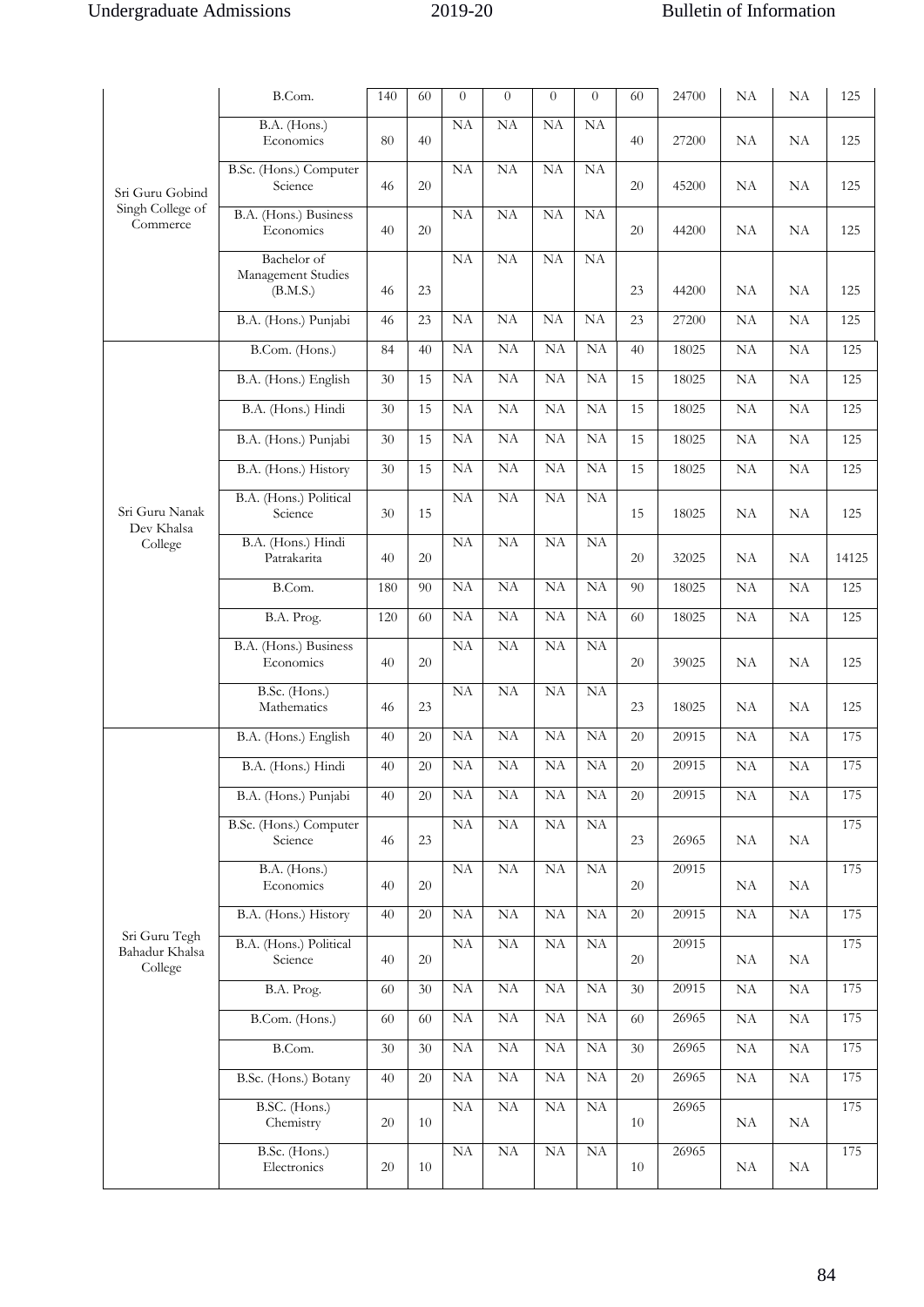| | | | | | | | | | | | | |
|---|---|---|---|---|---|---|---|---|---|---|---|---|
| Sri Guru Gobind Singh College of Commerce | B.Com. | 140 | 60 | 0 | 0 | 0 | 0 | 60 | 24700 | NA | NA | 125 |
| | B.A. (Hons.) Economics | 80 | 40 | NA | NA | NA | NA | 40 | 27200 | NA | NA | 125 |
| | B.Sc. (Hons.) Computer Science | 46 | 20 | NA | NA | NA | NA | 20 | 45200 | NA | NA | 125 |
| | B.A. (Hons.) Business Economics | 40 | 20 | NA | NA | NA | NA | 20 | 44200 | NA | NA | 125 |
| | Bachelor of Management Studies (B.M.S.) | 46 | 23 | NA | NA | NA | NA | 23 | 44200 | NA | NA | 125 |
| | B.A. (Hons.) Punjabi | 46 | 23 | NA | NA | NA | NA | 23 | 27200 | NA | NA | 125 |
| Sri Guru Nanak Dev Khalsa College | B.Com. (Hons.) | 84 | 40 | NA | NA | NA | NA | 40 | 18025 | NA | NA | 125 |
| | B.A. (Hons.) English | 30 | 15 | NA | NA | NA | NA | 15 | 18025 | NA | NA | 125 |
| | B.A. (Hons.) Hindi | 30 | 15 | NA | NA | NA | NA | 15 | 18025 | NA | NA | 125 |
| | B.A. (Hons.) Punjabi | 30 | 15 | NA | NA | NA | NA | 15 | 18025 | NA | NA | 125 |
| | B.A. (Hons.) History | 30 | 15 | NA | NA | NA | NA | 15 | 18025 | NA | NA | 125 |
| | B.A. (Hons.) Political Science | 30 | 15 | NA | NA | NA | NA | 15 | 18025 | NA | NA | 125 |
| | B.A. (Hons.) Hindi Patrakarita | 40 | 20 | NA | NA | NA | NA | 20 | 32025 | NA | NA | 14125 |
| | B.Com. | 180 | 90 | NA | NA | NA | NA | 90 | 18025 | NA | NA | 125 |
| | B.A. Prog. | 120 | 60 | NA | NA | NA | NA | 60 | 18025 | NA | NA | 125 |
| | B.A. (Hons.) Business Economics | 40 | 20 | NA | NA | NA | NA | 20 | 39025 | NA | NA | 125 |
| | B.Sc. (Hons.) Mathematics | 46 | 23 | NA | NA | NA | NA | 23 | 18025 | NA | NA | 125 |
| Sri Guru Tegh Bahadur Khalsa College | B.A. (Hons.) English | 40 | 20 | NA | NA | NA | NA | 20 | 20915 | NA | NA | 175 |
| | B.A. (Hons.) Hindi | 40 | 20 | NA | NA | NA | NA | 20 | 20915 | NA | NA | 175 |
| | B.A. (Hons.) Punjabi | 40 | 20 | NA | NA | NA | NA | 20 | 20915 | NA | NA | 175 |
| | B.Sc. (Hons.) Computer Science | 46 | 23 | NA | NA | NA | NA | 23 | 26965 | NA | NA | 175 |
| | B.A. (Hons.) Economics | 40 | 20 | NA | NA | NA | NA | 20 | 20915 | NA | NA | 175 |
| | B.A. (Hons.) History | 40 | 20 | NA | NA | NA | NA | 20 | 20915 | NA | NA | 175 |
| | B.A. (Hons.) Political Science | 40 | 20 | NA | NA | NA | NA | 20 | 20915 | NA | NA | 175 |
| | B.A. Prog. | 60 | 30 | NA | NA | NA | NA | 30 | 20915 | NA | NA | 175 |
| | B.Com. (Hons.) | 60 | 60 | NA | NA | NA | NA | 60 | 26965 | NA | NA | 175 |
| | B.Com. | 30 | 30 | NA | NA | NA | NA | 30 | 26965 | NA | NA | 175 |
| | B.Sc. (Hons.) Botany | 40 | 20 | NA | NA | NA | NA | 20 | 26965 | NA | NA | 175 |
| | B.SC. (Hons.) Chemistry | 20 | 10 | NA | NA | NA | NA | 10 | 26965 | NA | NA | 175 |
| | B.Sc. (Hons.) Electronics | 20 | 10 | NA | NA | NA | NA | 10 | 26965 | NA | NA | 175 |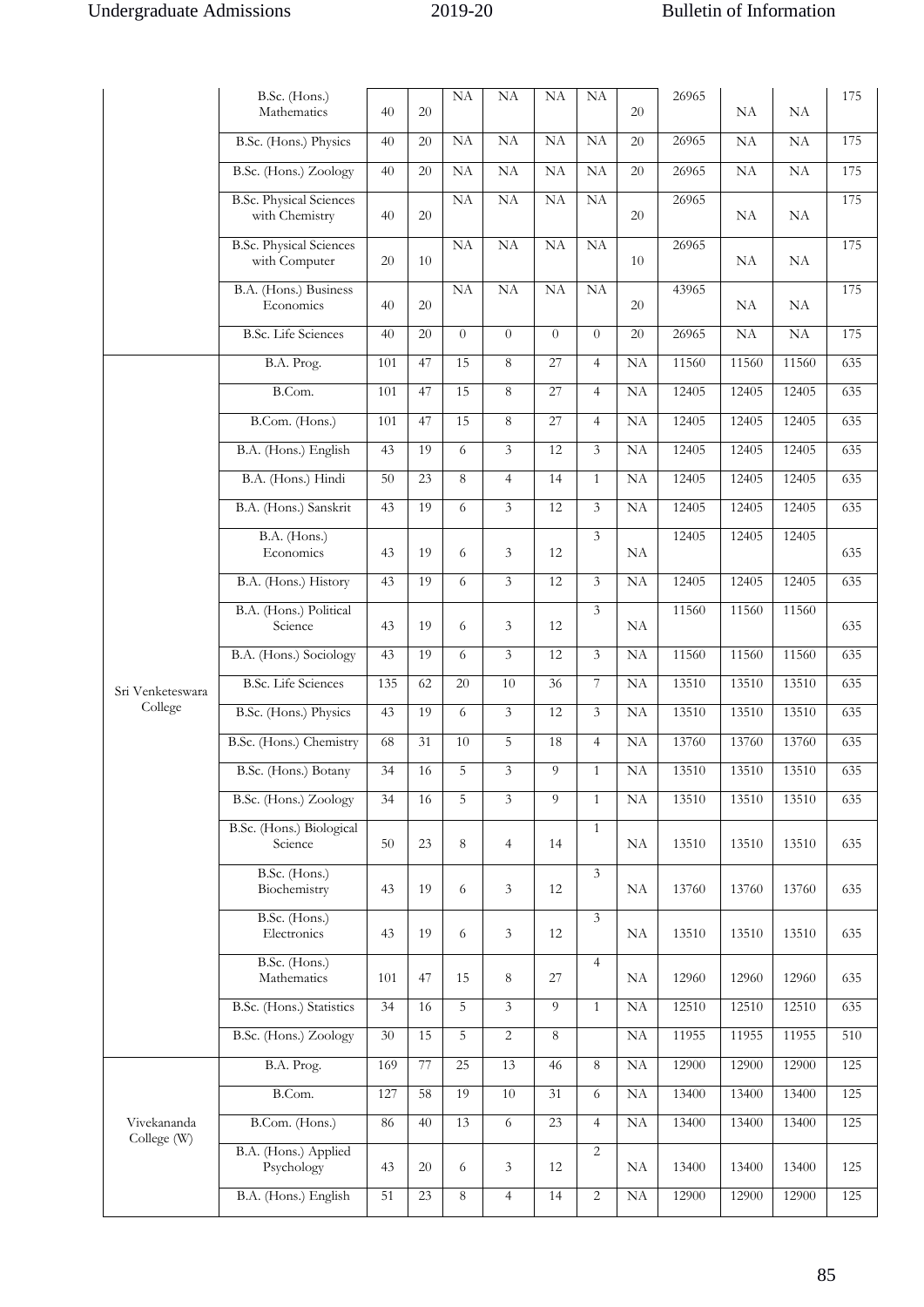| | | | | | | | | | | | | |
|---|---|---|---|---|---|---|---|---|---|---|---|---|
| | B.Sc. (Hons.) Mathematics | 40 | 20 | NA | NA | NA | NA | 20 | 26965 | NA | NA | 175 |
| | B.Sc. (Hons.) Physics | 40 | 20 | NA | NA | NA | NA | 20 | 26965 | NA | NA | 175 |
| | B.Sc. (Hons.) Zoology | 40 | 20 | NA | NA | NA | NA | 20 | 26965 | NA | NA | 175 |
| | B.Sc. Physical Sciences with Chemistry | 40 | 20 | NA | NA | NA | NA | 20 | 26965 | NA | NA | 175 |
| | B.Sc. Physical Sciences with Computer | 20 | 10 | NA | NA | NA | NA | 10 | 26965 | NA | NA | 175 |
| | B.A. (Hons.) Business Economics | 40 | 20 | NA | NA | NA | NA | 20 | 43965 | NA | NA | 175 |
| | B.Sc. Life Sciences | 40 | 20 | 0 | 0 | 0 | 0 | 20 | 26965 | NA | NA | 175 |
| Sri Venketeswara College | B.A. Prog. | 101 | 47 | 15 | 8 | 27 | 4 | NA | 11560 | 11560 | 11560 | 635 |
| | B.Com. | 101 | 47 | 15 | 8 | 27 | 4 | NA | 12405 | 12405 | 12405 | 635 |
| | B.Com. (Hons.) | 101 | 47 | 15 | 8 | 27 | 4 | NA | 12405 | 12405 | 12405 | 635 |
| | B.A. (Hons.) English | 43 | 19 | 6 | 3 | 12 | 3 | NA | 12405 | 12405 | 12405 | 635 |
| | B.A. (Hons.) Hindi | 50 | 23 | 8 | 4 | 14 | 1 | NA | 12405 | 12405 | 12405 | 635 |
| | B.A. (Hons.) Sanskrit | 43 | 19 | 6 | 3 | 12 | 3 | NA | 12405 | 12405 | 12405 | 635 |
| | B.A. (Hons.) Economics | 43 | 19 | 6 | 3 | 12 | 3 | NA | 12405 | 12405 | 12405 | 635 |
| | B.A. (Hons.) History | 43 | 19 | 6 | 3 | 12 | 3 | NA | 12405 | 12405 | 12405 | 635 |
| | B.A. (Hons.) Political Science | 43 | 19 | 6 | 3 | 12 | 3 | NA | 11560 | 11560 | 11560 | 635 |
| | B.A. (Hons.) Sociology | 43 | 19 | 6 | 3 | 12 | 3 | NA | 11560 | 11560 | 11560 | 635 |
| | B.Sc. Life Sciences | 135 | 62 | 20 | 10 | 36 | 7 | NA | 13510 | 13510 | 13510 | 635 |
| | B.Sc. (Hons.) Physics | 43 | 19 | 6 | 3 | 12 | 3 | NA | 13510 | 13510 | 13510 | 635 |
| | B.Sc. (Hons.) Chemistry | 68 | 31 | 10 | 5 | 18 | 4 | NA | 13760 | 13760 | 13760 | 635 |
| | B.Sc. (Hons.) Botany | 34 | 16 | 5 | 3 | 9 | 1 | NA | 13510 | 13510 | 13510 | 635 |
| | B.Sc. (Hons.) Zoology | 34 | 16 | 5 | 3 | 9 | 1 | NA | 13510 | 13510 | 13510 | 635 |
| | B.Sc. (Hons.) Biological Science | 50 | 23 | 8 | 4 | 14 | 1 | NA | 13510 | 13510 | 13510 | 635 |
| | B.Sc. (Hons.) Biochemistry | 43 | 19 | 6 | 3 | 12 | 3 | NA | 13760 | 13760 | 13760 | 635 |
| | B.Sc. (Hons.) Electronics | 43 | 19 | 6 | 3 | 12 | 3 | NA | 13510 | 13510 | 13510 | 635 |
| | B.Sc. (Hons.) Mathematics | 101 | 47 | 15 | 8 | 27 | 4 | NA | 12960 | 12960 | 12960 | 635 |
| | B.Sc. (Hons.) Statistics | 34 | 16 | 5 | 3 | 9 | 1 | NA | 12510 | 12510 | 12510 | 635 |
| | B.Sc. (Hons.) Zoology | 30 | 15 | 5 | 2 | 8 | | NA | 11955 | 11955 | 11955 | 510 |
| Vivekananda College (W) | B.A. Prog. | 169 | 77 | 25 | 13 | 46 | 8 | NA | 12900 | 12900 | 12900 | 125 |
| | B.Com. | 127 | 58 | 19 | 10 | 31 | 6 | NA | 13400 | 13400 | 13400 | 125 |
| | B.Com. (Hons.) | 86 | 40 | 13 | 6 | 23 | 4 | NA | 13400 | 13400 | 13400 | 125 |
| | B.A. (Hons.) Applied Psychology | 43 | 20 | 6 | 3 | 12 | 2 | NA | 13400 | 13400 | 13400 | 125 |
| | B.A. (Hons.) English | 51 | 23 | 8 | 4 | 14 | 2 | NA | 12900 | 12900 | 12900 | 125 |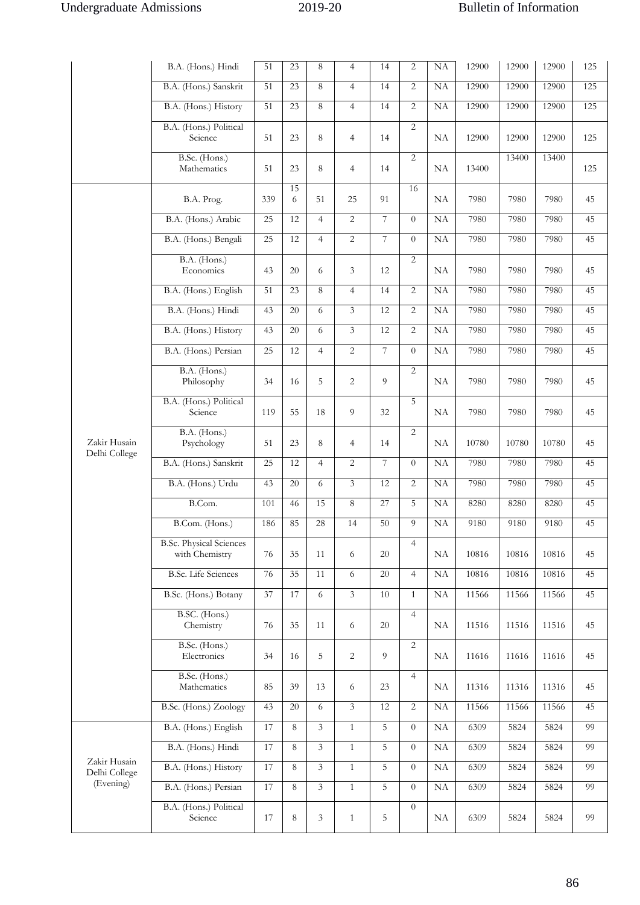|  |  |  |  |  |  |  |  |  |  |  |  |  |
|---|---|---|---|---|---|---|---|---|---|---|---|---|
|  | B.A. (Hons.) Hindi | 51 | 23 | 8 | 4 | 14 | 2 | NA | 12900 | 12900 | 12900 | 125 |
|  | B.A. (Hons.) Sanskrit | 51 | 23 | 8 | 4 | 14 | 2 | NA | 12900 | 12900 | 12900 | 125 |
|  | B.A. (Hons.) History | 51 | 23 | 8 | 4 | 14 | 2 | NA | 12900 | 12900 | 12900 | 125 |
|  | B.A. (Hons.) Political Science | 51 | 23 | 8 | 4 | 14 | 2 | NA | 12900 | 12900 | 12900 | 125 |
|  | B.Sc. (Hons.) Mathematics | 51 | 23 | 8 | 4 | 14 | 2 | NA | 13400 | 13400 | 13400 | 125 |
| Zakir Husain Delhi College | B.A. Prog. | 339 | 156 | 51 | 25 | 91 | 16 | NA | 7980 | 7980 | 7980 | 45 |
|  | B.A. (Hons.) Arabic | 25 | 12 | 4 | 2 | 7 | 0 | NA | 7980 | 7980 | 7980 | 45 |
|  | B.A. (Hons.) Bengali | 25 | 12 | 4 | 2 | 7 | 0 | NA | 7980 | 7980 | 7980 | 45 |
|  | B.A. (Hons.) Economics | 43 | 20 | 6 | 3 | 12 | 2 | NA | 7980 | 7980 | 7980 | 45 |
|  | B.A. (Hons.) English | 51 | 23 | 8 | 4 | 14 | 2 | NA | 7980 | 7980 | 7980 | 45 |
|  | B.A. (Hons.) Hindi | 43 | 20 | 6 | 3 | 12 | 2 | NA | 7980 | 7980 | 7980 | 45 |
|  | B.A. (Hons.) History | 43 | 20 | 6 | 3 | 12 | 2 | NA | 7980 | 7980 | 7980 | 45 |
|  | B.A. (Hons.) Persian | 25 | 12 | 4 | 2 | 7 | 0 | NA | 7980 | 7980 | 7980 | 45 |
|  | B.A. (Hons.) Philosophy | 34 | 16 | 5 | 2 | 9 | 2 | NA | 7980 | 7980 | 7980 | 45 |
|  | B.A. (Hons.) Political Science | 119 | 55 | 18 | 9 | 32 | 5 | NA | 7980 | 7980 | 7980 | 45 |
|  | B.A. (Hons.) Psychology | 51 | 23 | 8 | 4 | 14 | 2 | NA | 10780 | 10780 | 10780 | 45 |
|  | B.A. (Hons.) Sanskrit | 25 | 12 | 4 | 2 | 7 | 0 | NA | 7980 | 7980 | 7980 | 45 |
|  | B.A. (Hons.) Urdu | 43 | 20 | 6 | 3 | 12 | 2 | NA | 7980 | 7980 | 7980 | 45 |
|  | B.Com. | 101 | 46 | 15 | 8 | 27 | 5 | NA | 8280 | 8280 | 8280 | 45 |
|  | B.Com. (Hons.) | 186 | 85 | 28 | 14 | 50 | 9 | NA | 9180 | 9180 | 9180 | 45 |
|  | B.Sc. Physical Sciences with Chemistry | 76 | 35 | 11 | 6 | 20 | 4 | NA | 10816 | 10816 | 10816 | 45 |
|  | B.Sc. Life Sciences | 76 | 35 | 11 | 6 | 20 | 4 | NA | 10816 | 10816 | 10816 | 45 |
|  | B.Sc. (Hons.) Botany | 37 | 17 | 6 | 3 | 10 | 1 | NA | 11566 | 11566 | 11566 | 45 |
|  | B.SC. (Hons.) Chemistry | 76 | 35 | 11 | 6 | 20 | 4 | NA | 11516 | 11516 | 11516 | 45 |
|  | B.Sc. (Hons.) Electronics | 34 | 16 | 5 | 2 | 9 | 2 | NA | 11616 | 11616 | 11616 | 45 |
|  | B.Sc. (Hons.) Mathematics | 85 | 39 | 13 | 6 | 23 | 4 | NA | 11316 | 11316 | 11316 | 45 |
|  | B.Sc. (Hons.) Zoology | 43 | 20 | 6 | 3 | 12 | 2 | NA | 11566 | 11566 | 11566 | 45 |
| Zakir Husain Delhi College (Evening) | B.A. (Hons.) English | 17 | 8 | 3 | 1 | 5 | 0 | NA | 6309 | 5824 | 5824 | 99 |
|  | B.A. (Hons.) Hindi | 17 | 8 | 3 | 1 | 5 | 0 | NA | 6309 | 5824 | 5824 | 99 |
|  | B.A. (Hons.) History | 17 | 8 | 3 | 1 | 5 | 0 | NA | 6309 | 5824 | 5824 | 99 |
|  | B.A. (Hons.) Persian | 17 | 8 | 3 | 1 | 5 | 0 | NA | 6309 | 5824 | 5824 | 99 |
|  | B.A. (Hons.) Political Science | 17 | 8 | 3 | 1 | 5 | 0 | NA | 6309 | 5824 | 5824 | 99 |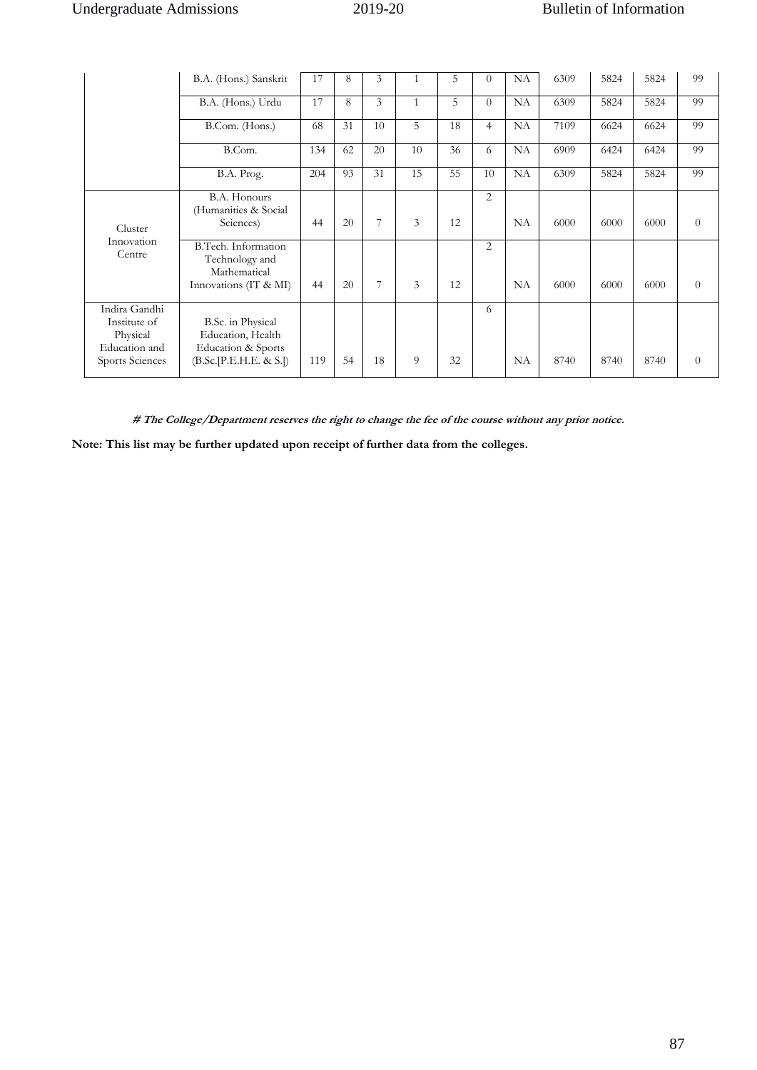| | | | | | | | | | | | | |
|---|---|---|---|---|---|---|---|---|---|---|---|---|
| | B.A. (Hons.) Sanskrit | 17 | 8 | 3 | 1 | 5 | 0 | NA | 6309 | 5824 | 5824 | 99 |
| | B.A. (Hons.) Urdu | 17 | 8 | 3 | 1 | 5 | 0 | NA | 6309 | 5824 | 5824 | 99 |
| | B.Com. (Hons.) | 68 | 31 | 10 | 5 | 18 | 4 | NA | 7109 | 6624 | 6624 | 99 |
| | B.Com. | 134 | 62 | 20 | 10 | 36 | 6 | NA | 6909 | 6424 | 6424 | 99 |
| | B.A. Prog. | 204 | 93 | 31 | 15 | 55 | 10 | NA | 6309 | 5824 | 5824 | 99 |
| Cluster Innovation Centre | B.A. Honours (Humanities & Social Sciences) | 44 | 20 | 7 | 3 | 12 | 2 | NA | 6000 | 6000 | 6000 | 0 |
| | B.Tech. Information Technology and Mathematical Innovations (IT & MI) | 44 | 20 | 7 | 3 | 12 | 2 | NA | 6000 | 6000 | 6000 | 0 |
| Indira Gandhi Institute of Physical Education and Sports Sciences | B.Sc. in Physical Education, Health Education & Sports (B.Sc.[P.E.H.E. & S.]) | 119 | 54 | 18 | 9 | 32 | 6 | NA | 8740 | 8740 | 8740 | 0 |

***# The College/Department reserves the right to change the fee of the course without any prior notice.***

**Note: This list may be further updated upon receipt of further data from the colleges.**